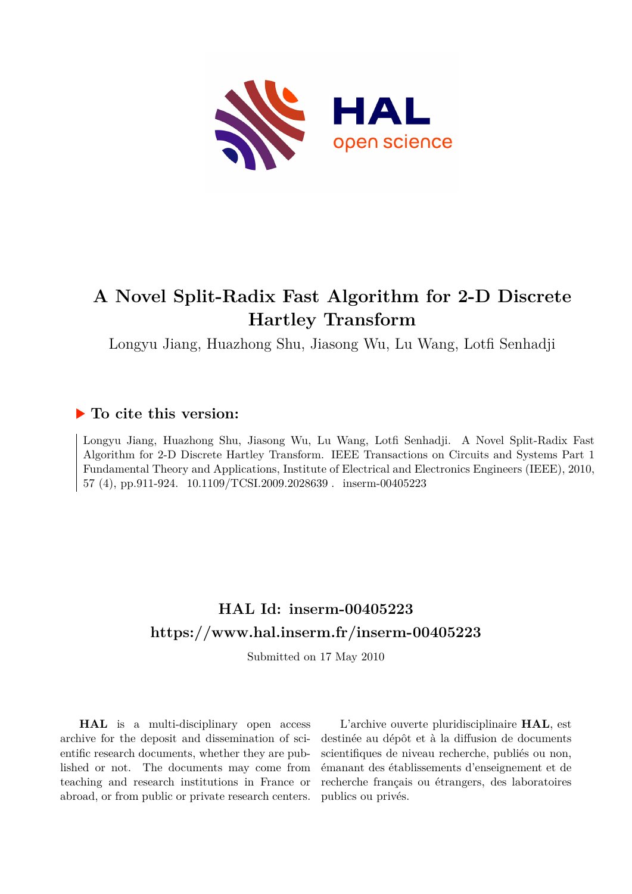# A Novel Split-Radix Fast Algorithm for 2-D Discrete Hartley Transform

Longyu Jiang, Huazhong Shu, Jiasong Wu, Lu Wang, Lotfi Senhadji

## To cite this version:

Longyu Jiang, Huazhong Shu, Jiasong Wu, Lu Wang, Lotfi Senhadji. A Novel Split-Radix Fast Algorithm for 2-D Discrete Hartley Transform. IEEE Transactions on Circuits and Systems Part 1 Fundamental Theory and Applications, Institute of Electrical and Electronics Engineers (IEEE), 2010, 57 (4), pp.911-924. 10.1109/TCSI.2009.2028639 . inserm-00405223

## HAL Id: inserm-00405223

## https://www.hal.inserm.fr/inserm-00405223

Submitted on 17 May 2010

**HAL** is a multi-disciplinary open access archive for the deposit and dissemination of scientific research documents, whether they are published or not. The documents may come from teaching and research institutions in France or abroad, or from public or private research centers.

L'archive ouverte pluridisciplinaire **HAL**, est destinée au dépôt et à la diffusion de documents scientifiques de niveau recherche, publiés ou non, émanant des établissements d'enseignement et de recherche français ou étrangers, des laboratoires publics ou privés.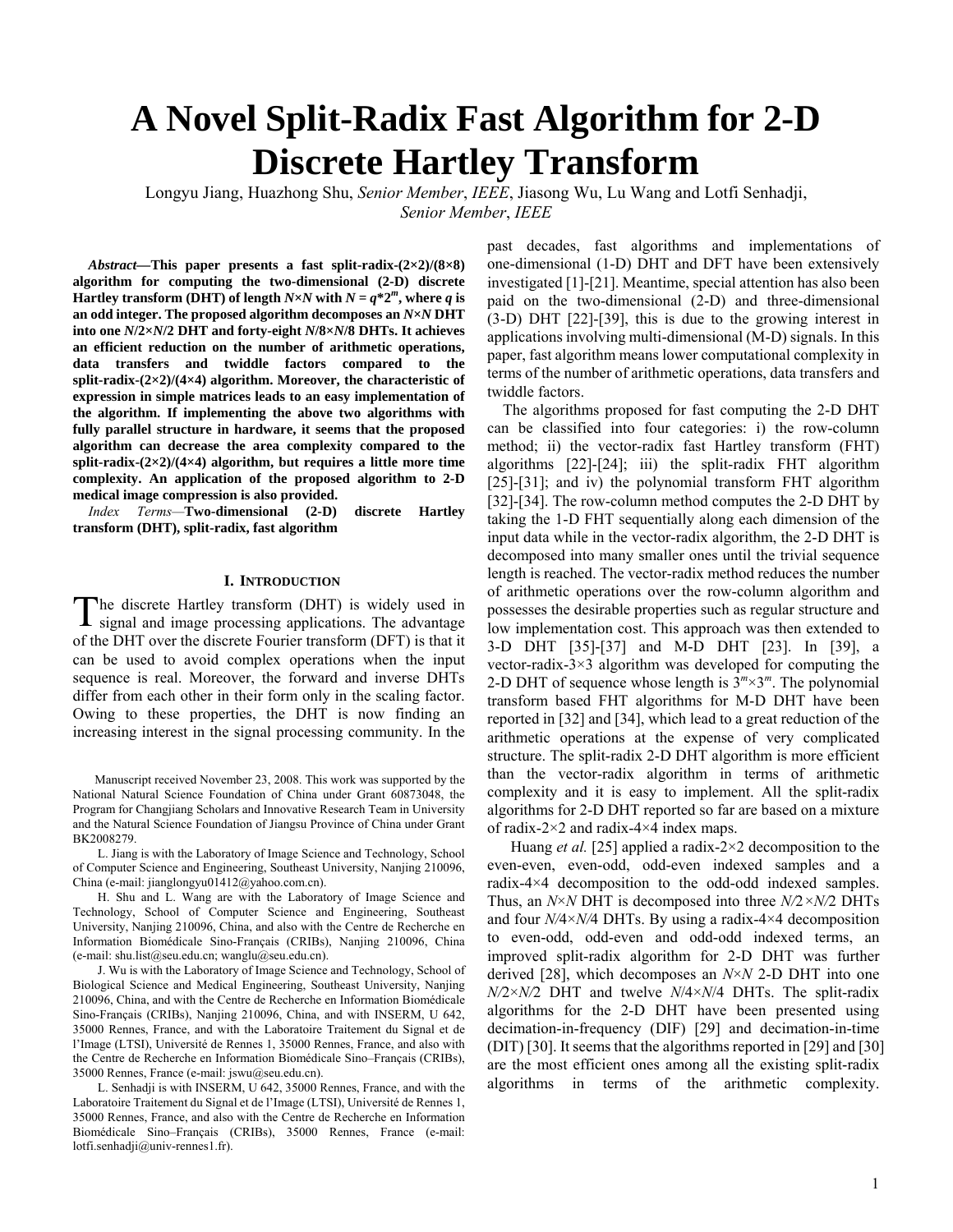# A Novel Split-Radix Fast Algorithm for 2-D Discrete Hartley Transform

Longyu Jiang, Huazhong Shu, *Senior Member*, *IEEE*, Jiasong Wu, Lu Wang and Lotfi Senhadji, *Senior Member*, *IEEE*

***Abstract*—This paper presents a fast split-radix-(2×2)/(8×8) algorithm for computing the two-dimensional (2-D) discrete Hartley transform (DHT) of length $N\times N$ with $N = q*2^m$, where $q$ is an odd integer. The proposed algorithm decomposes an $N\times N$ DHT into one $N/2\times N/2$ DHT and forty-eight $N/8\times N/8$ DHTs. It achieves an efficient reduction on the number of arithmetic operations, data transfers and twiddle factors compared to the split-radix-(2×2)/(4×4) algorithm. Moreover, the characteristic of expression in simple matrices leads to an easy implementation of the algorithm. If implementing the above two algorithms with fully parallel structure in hardware, it seems that the proposed algorithm can decrease the area complexity compared to the split-radix-(2×2)/(4×4) algorithm, but requires a little more time complexity. An application of the proposed algorithm to 2-D medical image compression is also provided.**

*Index Terms*—**Two-dimensional (2-D) discrete Hartley transform (DHT), split-radix, fast algorithm**

## I. Introduction

The discrete Hartley transform (DHT) is widely used in signal and image processing applications. The advantage of the DHT over the discrete Fourier transform (DFT) is that it can be used to avoid complex operations when the input sequence is real. Moreover, the forward and inverse DHTs differ from each other in their form only in the scaling factor. Owing to these properties, the DHT is now finding an increasing interest in the signal processing community. In the past decades, fast algorithms and implementations of one-dimensional (1-D) DHT and DFT have been extensively investigated [1]-[21]. Meantime, special attention has also been paid on the two-dimensional (2-D) and three-dimensional (3-D) DHT [22]-[39], this is due to the growing interest in applications involving multi-dimensional (M-D) signals. In this paper, fast algorithm means lower computational complexity in terms of the number of arithmetic operations, data transfers and twiddle factors.

The algorithms proposed for fast computing the 2-D DHT can be classified into four categories: i) the row-column method; ii) the vector-radix fast Hartley transform (FHT) algorithms [22]-[24]; iii) the split-radix FHT algorithm [25]-[31]; and iv) the polynomial transform FHT algorithm [32]-[34]. The row-column method computes the 2-D DHT by taking the 1-D FHT sequentially along each dimension of the input data while in the vector-radix algorithm, the 2-D DHT is decomposed into many smaller ones until the trivial sequence length is reached. The vector-radix method reduces the number of arithmetic operations over the row-column algorithm and possesses the desirable properties such as regular structure and low implementation cost. This approach was then extended to 3-D DHT [35]-[37] and M-D DHT [23]. In [39], a vector-radix-3×3 algorithm was developed for computing the 2-D DHT of sequence whose length is $3^m\times 3^m$. The polynomial transform based FHT algorithms for M-D DHT have been reported in [32] and [34], which lead to a great reduction of the arithmetic operations at the expense of very complicated structure. The split-radix 2-D DHT algorithm is more efficient than the vector-radix algorithm in terms of arithmetic complexity and it is easy to implement. All the split-radix algorithms for 2-D DHT reported so far are based on a mixture of radix-2×2 and radix-4×4 index maps.

Huang *et al.* [25] applied a radix-2×2 decomposition to the even-even, even-odd, odd-even indexed samples and a radix-4×4 decomposition to the odd-odd indexed samples. Thus, an $N\times N$ DHT is decomposed into three $N/2\times N/2$ DHTs and four $N/4\times N/4$ DHTs. By using a radix-4×4 decomposition to even-odd, odd-even and odd-odd indexed terms, an improved split-radix algorithm for 2-D DHT was further derived [28], which decomposes an $N\times N$ 2-D DHT into one $N/2\times N/2$ DHT and twelve $N/4\times N/4$ DHTs. The split-radix algorithms for the 2-D DHT have been presented using decimation-in-frequency (DIF) [29] and decimation-in-time (DIT) [30]. It seems that the algorithms reported in [29] and [30] are the most efficient ones among all the existing split-radix algorithms in terms of the arithmetic complexity.

Manuscript received November 23, 2008. This work was supported by the National Natural Science Foundation of China under Grant 60873048, the Program for Changjiang Scholars and Innovative Research Team in University and the Natural Science Foundation of Jiangsu Province of China under Grant BK2008279.

L. Jiang is with the Laboratory of Image Science and Technology, School of Computer Science and Engineering, Southeast University, Nanjing 210096, China (e-mail: jianglongyu01412@yahoo.com.cn).

H. Shu and L. Wang are with the Laboratory of Image Science and Technology, School of Computer Science and Engineering, Southeast University, Nanjing 210096, China, and also with the Centre de Recherche en Information Biomédicale Sino-Français (CRIBs), Nanjing 210096, China (e-mail: shu.list@seu.edu.cn; wanglu@seu.edu.cn).

J. Wu is with the Laboratory of Image Science and Technology, School of Biological Science and Medical Engineering, Southeast University, Nanjing 210096, China, and with the Centre de Recherche en Information Biomédicale Sino-Français (CRIBs), Nanjing 210096, China, and with INSERM, U 642, 35000 Rennes, France, and with the Laboratoire Traitement du Signal et de l'Image (LTSI), Université de Rennes 1, 35000 Rennes, France, and also with the Centre de Recherche en Information Biomédicale Sino–Français (CRIBs), 35000 Rennes, France (e-mail: jswu@seu.edu.cn).

L. Senhadji is with INSERM, U 642, 35000 Rennes, France, and with the Laboratoire Traitement du Signal et de l'Image (LTSI), Université de Rennes 1, 35000 Rennes, France, and also with the Centre de Recherche en Information Biomédicale Sino–Français (CRIBs), 35000 Rennes, France (e-mail: lotfi.senhadji@univ-rennes1.fr).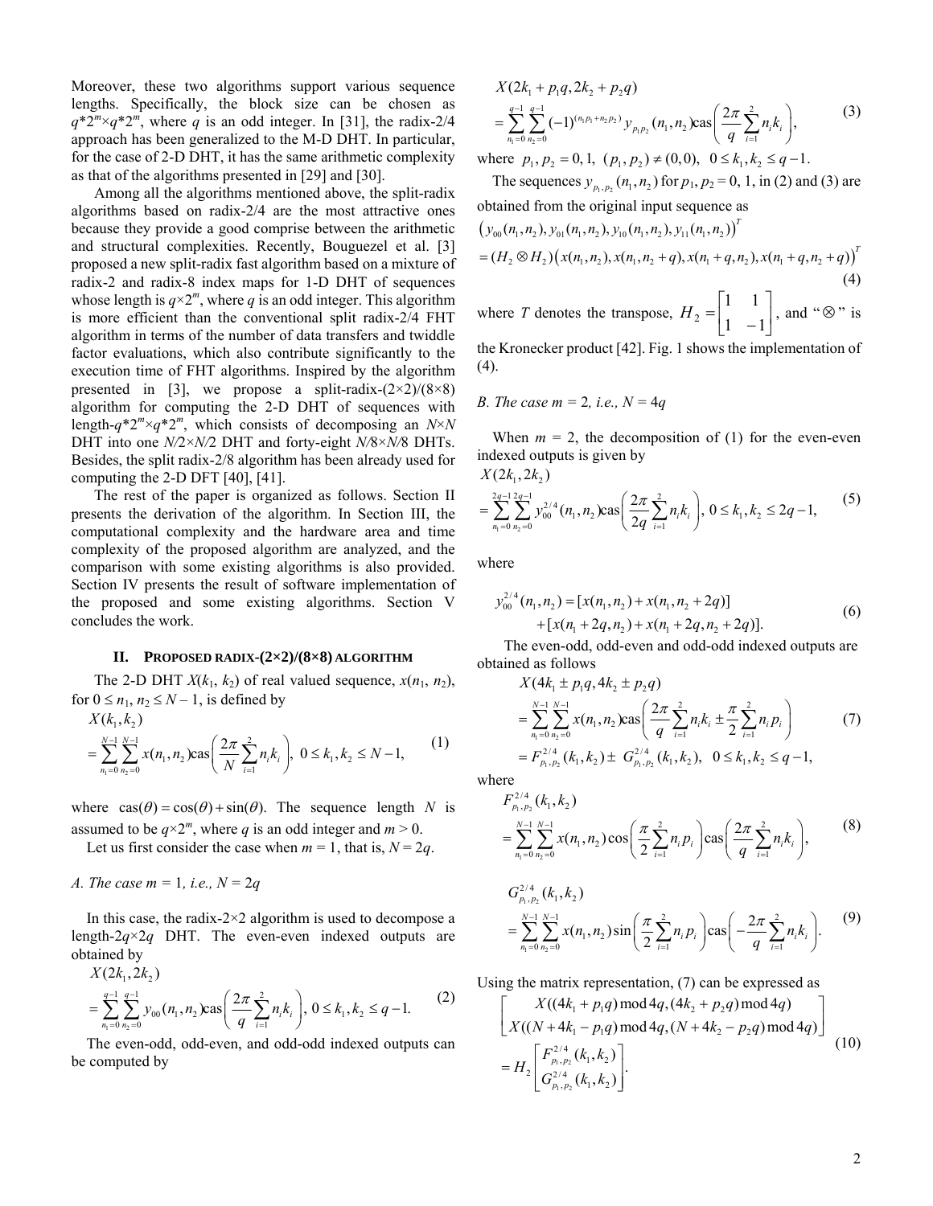Moreover, these two algorithms support various sequence lengths. Specifically, the block size can be chosen as $q*2^m \times q*2^m$, where $q$ is an odd integer. In [31], the radix-2/4 approach has been generalized to the M-D DHT. In particular, for the case of 2-D DHT, it has the same arithmetic complexity as that of the algorithms presented in [29] and [30].

Among all the algorithms mentioned above, the split-radix algorithms based on radix-2/4 are the most attractive ones because they provide a good comprise between the arithmetic and structural complexities. Recently, Bouguezel et al. [3] proposed a new split-radix fast algorithm based on a mixture of radix-2 and radix-8 index maps for 1-D DHT of sequences whose length is $q\times 2^m$, where $q$ is an odd integer. This algorithm is more efficient than the conventional split radix-2/4 FHT algorithm in terms of the number of data transfers and twiddle factor evaluations, which also contribute significantly to the execution time of FHT algorithms. Inspired by the algorithm presented in [3], we propose a split-radix-(2×2)/(8×8) algorithm for computing the 2-D DHT of sequences with length-$q*2^m \times q*2^m$, which consists of decomposing an $N\times N$ DHT into one $N/2\times N/2$ DHT and forty-eight $N/8\times N/8$ DHTs. Besides, the split radix-2/8 algorithm has been already used for computing the 2-D DFT [40], [41].

The rest of the paper is organized as follows. Section II presents the derivation of the algorithm. In Section III, the computational complexity and the hardware area and time complexity of the proposed algorithm are analyzed, and the comparison with some existing algorithms is also provided. Section IV presents the result of software implementation of the proposed and some existing algorithms. Section V concludes the work.

## II. Proposed Radix-(2×2)/(8×8) Algorithm

The 2-D DHT $X(k_1, k_2)$ of real valued sequence, $x(n_1, n_2)$, for $0 \le n_1, n_2 \le N-1$, is defined by

$$X(k_1,k_2) = \sum_{n_1=0}^{N-1}\sum_{n_2=0}^{N-1} x(n_1,n_2)\operatorname{cas}\left(\frac{2\pi}{N}\sum_{i=1}^{2} n_i k_i\right),\ 0 \le k_1,k_2 \le N-1, \tag{1}$$

where $\operatorname{cas}(\theta) = \cos(\theta) + \sin(\theta)$. The sequence length $N$ is assumed to be $q\times 2^m$, where $q$ is an odd integer and $m > 0$.

Let us first consider the case when $m = 1$, that is, $N = 2q$.

### A. The case $m = 1$, i.e., $N = 2q$

In this case, the radix-2×2 algorithm is used to decompose a length-$2q\times 2q$ DHT. The even-even indexed outputs are obtained by

$$X(2k_1,2k_2) = \sum_{n_1=0}^{q-1}\sum_{n_2=0}^{q-1} y_{00}(n_1,n_2)\operatorname{cas}\left(\frac{2\pi}{q}\sum_{i=1}^{2} n_i k_i\right),\ 0 \le k_1,k_2 \le q-1. \tag{2}$$

The even-odd, odd-even, and odd-odd indexed outputs can be computed by

$$X(2k_1+p_1q, 2k_2+p_2q) = \sum_{n_1=0}^{q-1}\sum_{n_2=0}^{q-1} (-1)^{(n_1p_1+n_2p_2)} y_{p_1p_2}(n_1,n_2)\operatorname{cas}\left(\frac{2\pi}{q}\sum_{i=1}^{2} n_i k_i\right), \tag{3}$$

where $p_1, p_2 = 0, 1,\ (p_1,p_2) \ne (0,0),\ 0 \le k_1,k_2 \le q-1.$

The sequences $y_{p_1,p_2}(n_1,n_2)$ for $p_1, p_2 = 0, 1$, in (2) and (3) are obtained from the original input sequence as

$$\left(y_{00}(n_1,n_2), y_{01}(n_1,n_2), y_{10}(n_1,n_2), y_{11}(n_1,n_2)\right)^T = (H_2\otimes H_2)\left(x(n_1,n_2), x(n_1,n_2+q), x(n_1+q,n_2), x(n_1+q,n_2+q)\right)^T \tag{4}$$

where $T$ denotes the transpose, $H_2 = \begin{bmatrix} 1 & 1 \\ 1 & -1 \end{bmatrix}$, and "$\otimes$" is the Kronecker product [42]. Fig. 1 shows the implementation of (4).

### B. The case $m = 2$, i.e., $N = 4q$

When $m = 2$, the decomposition of (1) for the even-even indexed outputs is given by

$$X(2k_1,2k_2) = \sum_{n_1=0}^{2q-1}\sum_{n_2=0}^{2q-1} y_{00}^{2/4}(n_1,n_2)\operatorname{cas}\left(\frac{2\pi}{2q}\sum_{i=1}^{2} n_i k_i\right),\ 0 \le k_1,k_2 \le 2q-1, \tag{5}$$

where

$$y_{00}^{2/4}(n_1,n_2) = [x(n_1,n_2)+x(n_1,n_2+2q)] + [x(n_1+2q,n_2)+x(n_1+2q,n_2+2q)]. \tag{6}$$

The even-odd, odd-even and odd-odd indexed outputs are obtained as follows

$$\begin{aligned} X(4k_1 \pm p_1q, 4k_2 \pm p_2q) &= \sum_{n_1=0}^{N-1}\sum_{n_2=0}^{N-1} x(n_1,n_2)\operatorname{cas}\left(\frac{2\pi}{q}\sum_{i=1}^{2} n_i k_i \pm \frac{\pi}{2}\sum_{i=1}^{2} n_i p_i\right) \\ &= F_{p_1,p_2}^{2/4}(k_1,k_2) \pm G_{p_1,p_2}^{2/4}(k_1,k_2),\ 0 \le k_1,k_2 \le q-1, \end{aligned} \tag{7}$$

where

$$F_{p_1,p_2}^{2/4}(k_1,k_2) = \sum_{n_1=0}^{N-1}\sum_{n_2=0}^{N-1} x(n_1,n_2)\cos\left(\frac{\pi}{2}\sum_{i=1}^{2} n_i p_i\right)\operatorname{cas}\left(\frac{2\pi}{q}\sum_{i=1}^{2} n_i k_i\right), \tag{8}$$

$$G_{p_1,p_2}^{2/4}(k_1,k_2) = \sum_{n_1=0}^{N-1}\sum_{n_2=0}^{N-1} x(n_1,n_2)\sin\left(\frac{\pi}{2}\sum_{i=1}^{2} n_i p_i\right)\operatorname{cas}\left(-\frac{2\pi}{q}\sum_{i=1}^{2} n_i k_i\right). \tag{9}$$

Using the matrix representation, (7) can be expressed as

$$\begin{bmatrix} X((4k_1+p_1q)\bmod 4q, (4k_2+p_2q)\bmod 4q) \\ X((N+4k_1-p_1q)\bmod 4q, (N+4k_2-p_2q)\bmod 4q) \end{bmatrix} = H_2\begin{bmatrix} F_{p_1,p_2}^{2/4}(k_1,k_2) \\ G_{p_1,p_2}^{2/4}(k_1,k_2) \end{bmatrix}. \tag{10}$$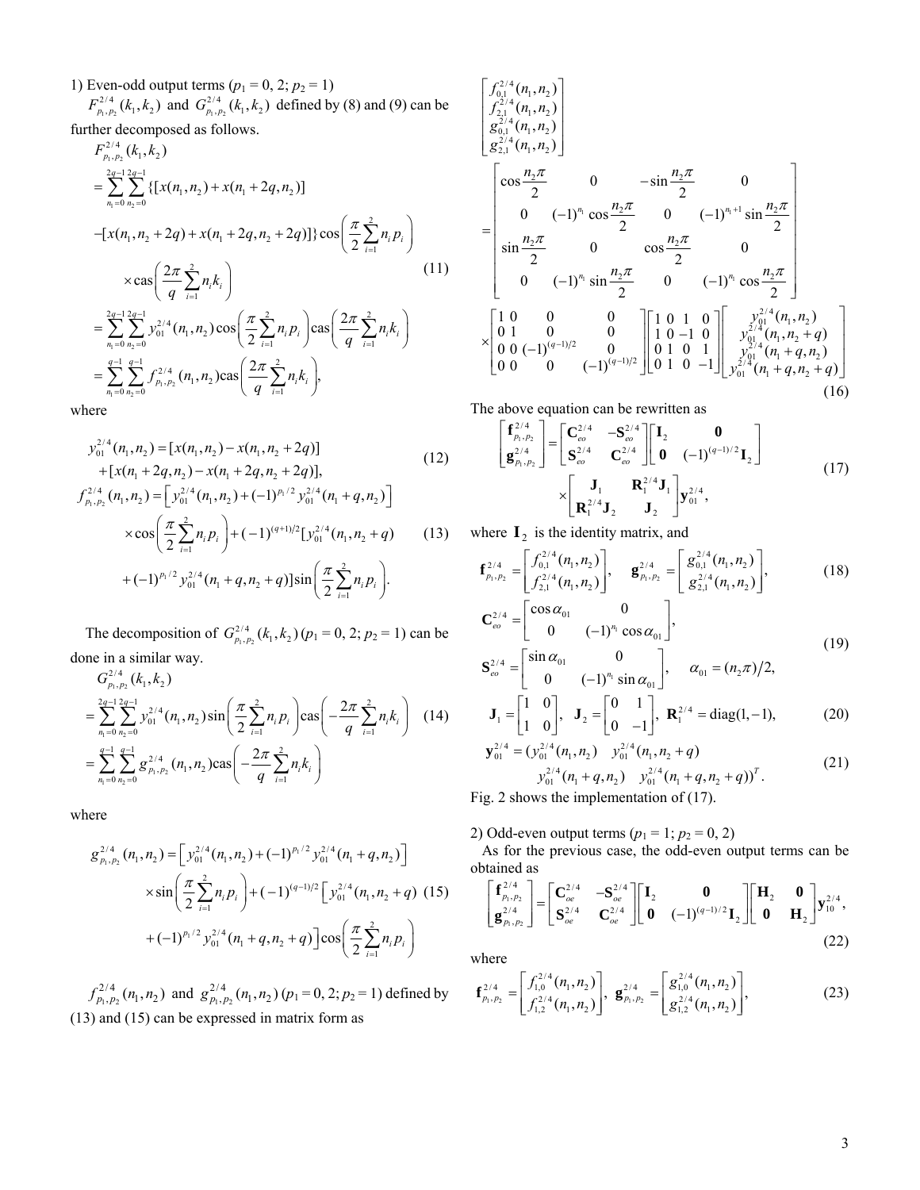1) Even-odd output terms ($p_1 = 0, 2$; $p_2 = 1$)

$F_{p_1,p_2}^{2/4}(k_1,k_2)$ and $G_{p_1,p_2}^{2/4}(k_1,k_2)$ defined by (8) and (9) can be further decomposed as follows.

$$
\begin{aligned}
&F_{p_1,p_2}^{2/4}(k_1,k_2) \\
&= \sum_{n_1=0}^{2q-1}\sum_{n_2=0}^{2q-1}\{[x(n_1,n_2)+x(n_1+2q,n_2)] \\
&-[x(n_1,n_2+2q)+x(n_1+2q,n_2+2q)]\}\cos\left(\frac{\pi}{2}\sum_{i=1}^{2}n_i p_i\right) \\
&\times \operatorname{cas}\left(\frac{2\pi}{q}\sum_{i=1}^{2}n_i k_i\right) \\
&= \sum_{n_1=0}^{2q-1}\sum_{n_2=0}^{2q-1} y_{01}^{2/4}(n_1,n_2)\cos\left(\frac{\pi}{2}\sum_{i=1}^{2}n_i p_i\right)\operatorname{cas}\left(\frac{2\pi}{q}\sum_{i=1}^{2}n_i k_i\right) \\
&= \sum_{n_1=0}^{q-1}\sum_{n_2=0}^{q-1} f_{p_1,p_2}^{2/4}(n_1,n_2)\operatorname{cas}\left(\frac{2\pi}{q}\sum_{i=1}^{2}n_i k_i\right),
\end{aligned}
\tag{11}
$$

where

$$
\begin{aligned}
y_{01}^{2/4}(n_1,n_2) &= [x(n_1,n_2)-x(n_1,n_2+2q)] \\
&+[x(n_1+2q,n_2)-x(n_1+2q,n_2+2q)],
\end{aligned}
\tag{12}
$$

$$
\begin{aligned}
f_{p_1,p_2}^{2/4}(n_1,n_2) &= \left[y_{01}^{2/4}(n_1,n_2)+(-1)^{p_1/2}y_{01}^{2/4}(n_1+q,n_2)\right] \\
&\times\cos\left(\frac{\pi}{2}\sum_{i=1}^{2}n_i p_i\right)+(-1)^{(q+1)/2}[y_{01}^{2/4}(n_1,n_2+q) \\
&+(-1)^{p_1/2}y_{01}^{2/4}(n_1+q,n_2+q)]\sin\left(\frac{\pi}{2}\sum_{i=1}^{2}n_i p_i\right).
\end{aligned}
\tag{13}
$$

The decomposition of $G_{p_1,p_2}^{2/4}(k_1,k_2)$ ($p_1 = 0, 2$; $p_2 = 1$) can be done in a similar way.

$$
\begin{aligned}
&G_{p_1,p_2}^{2/4}(k_1,k_2) \\
&= \sum_{n_1=0}^{2q-1}\sum_{n_2=0}^{2q-1} y_{01}^{2/4}(n_1,n_2)\sin\left(\frac{\pi}{2}\sum_{i=1}^{2}n_i p_i\right)\operatorname{cas}\left(-\frac{2\pi}{q}\sum_{i=1}^{2}n_i k_i\right) \\
&= \sum_{n_1=0}^{q-1}\sum_{n_2=0}^{q-1} g_{p_1,p_2}^{2/4}(n_1,n_2)\operatorname{cas}\left(-\frac{2\pi}{q}\sum_{i=1}^{2}n_i k_i\right)
\end{aligned}
\tag{14}
$$

where

$$
\begin{aligned}
g_{p_1,p_2}^{2/4}(n_1,n_2) &= \left[y_{01}^{2/4}(n_1,n_2)+(-1)^{p_1/2}y_{01}^{2/4}(n_1+q,n_2)\right] \\
&\times\sin\left(\frac{\pi}{2}\sum_{i=1}^{2}n_i p_i\right)+(-1)^{(q-1)/2}\left[y_{01}^{2/4}(n_1,n_2+q)\right. \\
&\left.+(-1)^{p_1/2}y_{01}^{2/4}(n_1+q,n_2+q)\right]\cos\left(\frac{\pi}{2}\sum_{i=1}^{2}n_i p_i\right)
\end{aligned}
\tag{15}
$$

$f_{p_1,p_2}^{2/4}(n_1,n_2)$ and $g_{p_1,p_2}^{2/4}(n_1,n_2)$ ($p_1 = 0, 2$; $p_2 = 1$) defined by (13) and (15) can be expressed in matrix form as

$$
\begin{bmatrix} f_{0,1}^{2/4}(n_1,n_2) \\ f_{2,1}^{2/4}(n_1,n_2) \\ g_{0,1}^{2/4}(n_1,n_2) \\ g_{2,1}^{2/4}(n_1,n_2) \end{bmatrix}
=
\begin{bmatrix}
\cos\frac{n_2\pi}{2} & 0 & -\sin\frac{n_2\pi}{2} & 0 \\
0 & (-1)^{n_1}\cos\frac{n_2\pi}{2} & 0 & (-1)^{n_1+1}\sin\frac{n_2\pi}{2} \\
\sin\frac{n_2\pi}{2} & 0 & \cos\frac{n_2\pi}{2} & 0 \\
0 & (-1)^{n_1}\sin\frac{n_2\pi}{2} & 0 & (-1)^{n_1}\cos\frac{n_2\pi}{2}
\end{bmatrix}
$$
$$
\times
\begin{bmatrix}
1 & 0 & 0 & 0 \\
0 & 1 & 0 & 0 \\
0 & 0 & (-1)^{(q-1)/2} & 0 \\
0 & 0 & 0 & (-1)^{(q-1)/2}
\end{bmatrix}
\begin{bmatrix}
1 & 0 & 1 & 0 \\
1 & 0 & -1 & 0 \\
0 & 1 & 0 & 1 \\
0 & 1 & 0 & -1
\end{bmatrix}
\begin{bmatrix} y_{01}^{2/4}(n_1,n_2) \\ y_{01}^{2/4}(n_1,n_2+q) \\ y_{01}^{2/4}(n_1+q,n_2) \\ y_{01}^{2/4}(n_1+q,n_2+q) \end{bmatrix}
\tag{16}
$$

The above equation can be rewritten as

$$
\begin{bmatrix} \mathbf{f}_{p_1,p_2}^{2/4} \\ \mathbf{g}_{p_1,p_2}^{2/4} \end{bmatrix}
=
\begin{bmatrix} \mathbf{C}_{eo}^{2/4} & -\mathbf{S}_{eo}^{2/4} \\ \mathbf{S}_{eo}^{2/4} & \mathbf{C}_{eo}^{2/4} \end{bmatrix}
\begin{bmatrix} \mathbf{I}_2 & \mathbf{0} \\ \mathbf{0} & (-1)^{(q-1)/2}\mathbf{I}_2 \end{bmatrix}
\times
\begin{bmatrix} \mathbf{J}_1 & \mathbf{R}_1^{2/4}\mathbf{J}_1 \\ \mathbf{R}_1^{2/4}\mathbf{J}_2 & \mathbf{J}_2 \end{bmatrix}
\mathbf{y}_{01}^{2/4},
\tag{17}
$$

where $\mathbf{I}_2$ is the identity matrix, and

$$
\mathbf{f}_{p_1,p_2}^{2/4} = \begin{bmatrix} f_{0,1}^{2/4}(n_1,n_2) \\ f_{2,1}^{2/4}(n_1,n_2) \end{bmatrix}, \quad
\mathbf{g}_{p_1,p_2}^{2/4} = \begin{bmatrix} g_{0,1}^{2/4}(n_1,n_2) \\ g_{2,1}^{2/4}(n_1,n_2) \end{bmatrix},
\tag{18}
$$

$$
\mathbf{C}_{eo}^{2/4} = \begin{bmatrix} \cos\alpha_{01} & 0 \\ 0 & (-1)^{n_1}\cos\alpha_{01} \end{bmatrix},
$$
$$
\mathbf{S}_{eo}^{2/4} = \begin{bmatrix} \sin\alpha_{01} & 0 \\ 0 & (-1)^{n_1}\sin\alpha_{01} \end{bmatrix}, \quad \alpha_{01} = (n_2\pi)/2,
\tag{19}
$$

$$
\mathbf{J}_1 = \begin{bmatrix} 1 & 0 \\ 1 & 0 \end{bmatrix}, \quad \mathbf{J}_2 = \begin{bmatrix} 0 & 1 \\ 0 & -1 \end{bmatrix}, \quad \mathbf{R}_1^{2/4} = \operatorname{diag}(1,-1),
\tag{20}
$$

$$
\begin{aligned}
\mathbf{y}_{01}^{2/4} = (&y_{01}^{2/4}(n_1,n_2) \quad y_{01}^{2/4}(n_1,n_2+q) \\
&y_{01}^{2/4}(n_1+q,n_2) \quad y_{01}^{2/4}(n_1+q,n_2+q))^T.
\end{aligned}
\tag{21}
$$

Fig. 2 shows the implementation of (17).

2) Odd-even output terms ($p_1 = 1$; $p_2 = 0, 2$)

As for the previous case, the odd-even output terms can be obtained as

$$
\begin{bmatrix} \mathbf{f}_{p_1,p_2}^{2/4} \\ \mathbf{g}_{p_1,p_2}^{2/4} \end{bmatrix}
=
\begin{bmatrix} \mathbf{C}_{oe}^{2/4} & -\mathbf{S}_{oe}^{2/4} \\ \mathbf{S}_{oe}^{2/4} & \mathbf{C}_{oe}^{2/4} \end{bmatrix}
\begin{bmatrix} \mathbf{I}_2 & \mathbf{0} \\ \mathbf{0} & (-1)^{(q-1)/2}\mathbf{I}_2 \end{bmatrix}
\begin{bmatrix} \mathbf{H}_2 & \mathbf{0} \\ \mathbf{0} & \mathbf{H}_2 \end{bmatrix}
\mathbf{y}_{10}^{2/4},
\tag{22}
$$

where

$$
\mathbf{f}_{p_1,p_2}^{2/4} = \begin{bmatrix} f_{1,0}^{2/4}(n_1,n_2) \\ f_{1,2}^{2/4}(n_1,n_2) \end{bmatrix}, \quad
\mathbf{g}_{p_1,p_2}^{2/4} = \begin{bmatrix} g_{1,0}^{2/4}(n_1,n_2) \\ g_{1,2}^{2/4}(n_1,n_2) \end{bmatrix},
\tag{23}
$$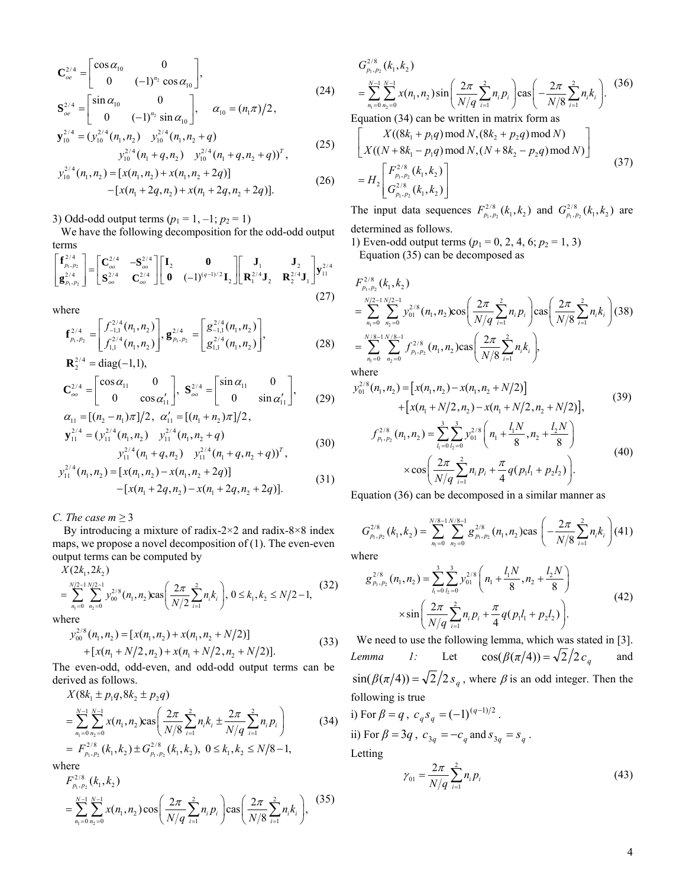$$\mathbf{C}_{oe}^{2/4} = \begin{bmatrix} \cos\alpha_{10} & 0 \\ 0 & (-1)^{n_2}\cos\alpha_{10} \end{bmatrix},$$

$$\mathbf{S}_{oe}^{2/4} = \begin{bmatrix} \sin\alpha_{10} & 0 \\ 0 & (-1)^{n_2}\sin\alpha_{10} \end{bmatrix}, \quad \alpha_{10} = (n_1\pi)/2, \tag{24}$$

$$\mathbf{y}_{10}^{2/4} = (y_{10}^{2/4}(n_1,n_2) \quad y_{10}^{2/4}(n_1,n_2+q) \quad y_{10}^{2/4}(n_1+q,n_2) \quad y_{10}^{2/4}(n_1+q,n_2+q))^T, \tag{25}$$

$$y_{10}^{2/4}(n_1,n_2) = [x(n_1,n_2) + x(n_1,n_2+2q)] - [x(n_1+2q,n_2) + x(n_1+2q,n_2+2q)]. \tag{26}$$

3) Odd-odd output terms ($p_1 = 1, -1$; $p_2 = 1$)

We have the following decomposition for the odd-odd output terms

$$\begin{bmatrix} \mathbf{f}_{p_1,p_2}^{2/4} \\ \mathbf{g}_{p_1,p_2}^{2/4} \end{bmatrix} = \begin{bmatrix} \mathbf{C}_{oo}^{2/4} & -\mathbf{S}_{oo}^{2/4} \\ \mathbf{S}_{oo}^{2/4} & \mathbf{C}_{oo}^{2/4} \end{bmatrix} \begin{bmatrix} \mathbf{I}_2 & \mathbf{0} \\ \mathbf{0} & (-1)^{(q-1)/2}\mathbf{I}_2 \end{bmatrix} \begin{bmatrix} \mathbf{J}_1 & \mathbf{J}_2 \\ \mathbf{R}_1^{2/4}\mathbf{J}_2 & \mathbf{R}_2^{2/4}\mathbf{J}_1 \end{bmatrix} \mathbf{y}_{11}^{2/4} \tag{27}$$

where

$$\mathbf{f}_{p_1,p_2}^{2/4} = \begin{bmatrix} f_{-1,1}^{2/4}(n_1,n_2) \\ f_{1,1}^{2/4}(n_1,n_2) \end{bmatrix}, \mathbf{g}_{p_1,p_2}^{2/4} = \begin{bmatrix} g_{-1,1}^{2/4}(n_1,n_2) \\ g_{1,1}^{2/4}(n_1,n_2) \end{bmatrix}, \tag{28}$$

$$\mathbf{R}_2^{2/4} = \text{diag}(-1,1),$$

$$\mathbf{C}_{oo}^{2/4} = \begin{bmatrix} \cos\alpha_{11} & 0 \\ 0 & \cos\alpha'_{11} \end{bmatrix}, \ \mathbf{S}_{oo}^{2/4} = \begin{bmatrix} \sin\alpha_{11} & 0 \\ 0 & \sin\alpha'_{11} \end{bmatrix}, \tag{29}$$

$$\alpha_{11} = [(n_2 - n_1)\pi]/2, \ \alpha'_{11} = [(n_1+n_2)\pi]/2,$$

$$\mathbf{y}_{11}^{2/4} = (y_{11}^{2/4}(n_1,n_2) \quad y_{11}^{2/4}(n_1,n_2+q) \quad y_{11}^{2/4}(n_1+q,n_2) \quad y_{11}^{2/4}(n_1+q,n_2+q))^T, \tag{30}$$

$$y_{11}^{2/4}(n_1,n_2) = [x(n_1,n_2) - x(n_1,n_2+2q)] - [x(n_1+2q,n_2) - x(n_1+2q,n_2+2q)]. \tag{31}$$

### C. The case $m \geq 3$

By introducing a mixture of radix-2×2 and radix-8×8 index maps, we propose a novel decomposition of (1). The even-even output terms can be computed by

$$X(2k_1,2k_2) = \sum_{n_1=0}^{N/2-1}\sum_{n_2=0}^{N/2-1} y_{00}^{2/8}(n_1,n_2)\text{cas}\left(\frac{2\pi}{N/2}\sum_{i=1}^{2} n_i k_i\right), \ 0 \leq k_1,k_2 \leq N/2-1, \tag{32}$$

where

$$y_{00}^{2/8}(n_1,n_2) = [x(n_1,n_2) + x(n_1,n_2+N/2)] + [x(n_1+N/2,n_2) + x(n_1+N/2,n_2+N/2)]. \tag{33}$$

The even-odd, odd-even, and odd-odd output terms can be derived as follows.

$$X(8k_1 \pm p_1q, 8k_2 \pm p_2q) = \sum_{n_1=0}^{N-1}\sum_{n_2=0}^{N-1} x(n_1,n_2)\text{cas}\left(\frac{2\pi}{N/8}\sum_{i=1}^{2} n_i k_i \pm \frac{2\pi}{N/q}\sum_{i=1}^{2} n_i p_i\right) = F_{p_1,p_2}^{2/8}(k_1,k_2) \pm G_{p_1,p_2}^{2/8}(k_1,k_2), \ 0 \leq k_1,k_2 \leq N/8-1, \tag{34}$$

where

$$F_{p_1,p_2}^{2/8}(k_1,k_2) = \sum_{n_1=0}^{N-1}\sum_{n_2=0}^{N-1} x(n_1,n_2)\cos\left(\frac{2\pi}{N/q}\sum_{i=1}^{2} n_i p_i\right)\text{cas}\left(\frac{2\pi}{N/8}\sum_{i=1}^{2} n_i k_i\right), \tag{35}$$

$$G_{p_1,p_2}^{2/8}(k_1,k_2) = \sum_{n_1=0}^{N-1}\sum_{n_2=0}^{N-1} x(n_1,n_2)\sin\left(\frac{2\pi}{N/q}\sum_{i=1}^{2} n_i p_i\right)\text{cas}\left(-\frac{2\pi}{N/8}\sum_{i=1}^{2} n_i k_i\right). \tag{36}$$

Equation (34) can be written in matrix form as

$$\begin{bmatrix} X((8k_1+p_1q) \bmod N, (8k_2+p_2q) \bmod N) \\ X((N+8k_1-p_1q) \bmod N, (N+8k_2-p_2q) \bmod N) \end{bmatrix} = H_2 \begin{bmatrix} F_{p_1,p_2}^{2/8}(k_1,k_2) \\ G_{p_1,p_2}^{2/8}(k_1,k_2) \end{bmatrix} \tag{37}$$

The input data sequences $F_{p_1,p_2}^{2/8}(k_1,k_2)$ and $G_{p_1,p_2}^{2/8}(k_1,k_2)$ are determined as follows.

1) Even-odd output terms ($p_1 = 0, 2, 4, 6$; $p_2 = 1, 3$)

Equation (35) can be decomposed as

$$F_{p_1,p_2}^{2/8}(k_1,k_2) = \sum_{n_1=0}^{N/2-1}\sum_{n_2=0}^{N/2-1} y_{01}^{2/8}(n_1,n_2)\cos\left(\frac{2\pi}{N/q}\sum_{i=1}^{2} n_i p_i\right)\text{cas}\left(\frac{2\pi}{N/8}\sum_{i=1}^{2} n_i k_i\right) = \sum_{n_1=0}^{N/8-1}\sum_{n_2=0}^{N/8-1} f_{p_1,p_2}^{2/8}(n_1,n_2)\text{cas}\left(\frac{2\pi}{N/8}\sum_{i=1}^{2} n_i k_i\right), \tag{38}$$

where

$$y_{01}^{2/8}(n_1,n_2) = [x(n_1,n_2) - x(n_1,n_2+N/2)] + [x(n_1+N/2,n_2) - x(n_1+N/2,n_2+N/2)], \tag{39}$$

$$f_{p_1,p_2}^{2/8}(n_1,n_2) = \sum_{l_1=0}^{3}\sum_{l_2=0}^{3} y_{01}^{2/8}\left(n_1 + \frac{l_1N}{8}, n_2 + \frac{l_2N}{8}\right) \times \cos\left(\frac{2\pi}{N/q}\sum_{i=1}^{2} n_i p_i + \frac{\pi}{4}q(p_1l_1 + p_2l_2)\right). \tag{40}$$

Equation (36) can be decomposed in a similar manner as

$$G_{p_1,p_2}^{2/8}(k_1,k_2) = \sum_{n_1=0}^{N/8-1}\sum_{n_2=0}^{N/8-1} g_{p_1,p_2}^{2/8}(n_1,n_2)\text{cas}\left(-\frac{2\pi}{N/8}\sum_{i=1}^{2} n_i k_i\right) \tag{41}$$

where

$$g_{p_1,p_2}^{2/8}(n_1,n_2) = \sum_{l_1=0}^{3}\sum_{l_2=0}^{3} y_{01}^{2/8}\left(n_1 + \frac{l_1N}{8}, n_2 + \frac{l_2N}{8}\right) \times \sin\left(\frac{2\pi}{N/q}\sum_{i=1}^{2} n_i p_i + \frac{\pi}{4}q(p_1l_1 + p_2l_2)\right). \tag{42}$$

We need to use the following lemma, which was stated in [3].

*Lemma 1:* Let $\cos(\beta(\pi/4)) = \sqrt{2}/2\, c_q$ and $\sin(\beta(\pi/4)) = \sqrt{2}/2\, s_q$, where $\beta$ is an odd integer. Then the following is true

i) For $\beta = q$, $c_q s_q = (-1)^{(q-1)/2}$.

ii) For $\beta = 3q$, $c_{3q} = -c_q$ and $s_{3q} = s_q$.

Letting

$$\gamma_{01} = \frac{2\pi}{N/q}\sum_{i=1}^{2} n_i p_i \tag{43}$$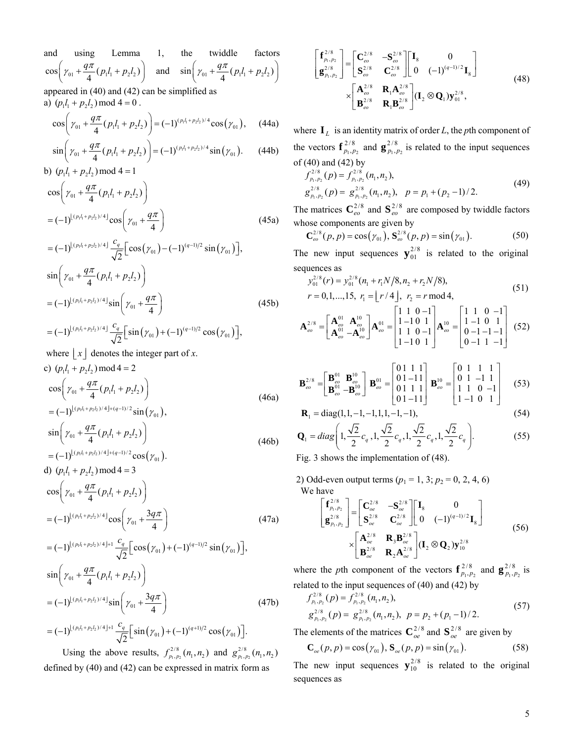and using Lemma 1, the twiddle factors $\cos\left(\gamma_{01}+\frac{q\pi}{4}(p_1l_1+p_2l_2)\right)$ and $\sin\left(\gamma_{01}+\frac{q\pi}{4}(p_1l_1+p_2l_2)\right)$ appeared in (40) and (42) can be simplified as

a) $(p_1l_1+p_2l_2) \bmod 4 = 0$ .

$$\cos\left(\gamma_{01}+\frac{q\pi}{4}(p_1l_1+p_2l_2)\right)=(-1)^{(p_1l_1+p_2l_2)/4}\cos(\gamma_{01}), \quad \text{(44a)}$$

$$\sin\left(\gamma_{01}+\frac{q\pi}{4}(p_1l_1+p_2l_2)\right)=(-1)^{(p_1l_1+p_2l_2)/4}\sin(\gamma_{01}). \quad \text{(44b)}$$

b) $(p_1l_1+p_2l_2) \bmod 4 = 1$

$$\begin{aligned}&\cos\left(\gamma_{01}+\frac{q\pi}{4}(p_1l_1+p_2l_2)\right)\\&=(-1)^{\lfloor (p_1l_1+p_2l_2)/4\rfloor}\cos\left(\gamma_{01}+\frac{q\pi}{4}\right)\\&=(-1)^{\lfloor (p_1l_1+p_2l_2)/4\rfloor}\frac{c_q}{\sqrt{2}}\left[\cos(\gamma_{01})-(-1)^{(q-1)/2}\sin(\gamma_{01})\right],\end{aligned} \quad \text{(45a)}$$

$$\begin{aligned}&\sin\left(\gamma_{01}+\frac{q\pi}{4}(p_1l_1+p_2l_2)\right)\\&=(-1)^{\lfloor (p_1l_1+p_2l_2)/4\rfloor}\sin\left(\gamma_{01}+\frac{q\pi}{4}\right)\\&=(-1)^{\lfloor (p_1l_1+p_2l_2)/4\rfloor}\frac{c_q}{\sqrt{2}}\left[\sin(\gamma_{01})+(-1)^{(q-1)/2}\cos(\gamma_{01})\right],\end{aligned} \quad \text{(45b)}$$

where $\lfloor x \rfloor$ denotes the integer part of $x$.

c) $(p_1l_1+p_2l_2) \bmod 4 = 2$

$$\begin{aligned}&\cos\left(\gamma_{01}+\frac{q\pi}{4}(p_1l_1+p_2l_2)\right)\\&=(-1)^{\lfloor (p_1l_1+p_2l_2)/4\rfloor+(q-1)/2}\sin(\gamma_{01}),\end{aligned} \quad \text{(46a)}$$

$$\begin{aligned}&\sin\left(\gamma_{01}+\frac{q\pi}{4}(p_1l_1+p_2l_2)\right)\\&=(-1)^{\lfloor (p_1l_1+p_2l_2)/4\rfloor+(q-1)/2}\cos(\gamma_{01}).\end{aligned} \quad \text{(46b)}$$

d) $(p_1l_1+p_2l_2) \bmod 4 = 3$

$$\begin{aligned}&\cos\left(\gamma_{01}+\frac{q\pi}{4}(p_1l_1+p_2l_2)\right)\\&=(-1)^{\lfloor (p_1l_1+p_2l_2)/4\rfloor}\cos\left(\gamma_{01}+\frac{3q\pi}{4}\right)\\&=(-1)^{\lfloor (p_1l_1+p_2l_2)/4\rfloor+1}\frac{c_q}{\sqrt{2}}\left[\cos(\gamma_{01})+(-1)^{(q-1)/2}\sin(\gamma_{01})\right],\end{aligned} \quad \text{(47a)}$$

$$\begin{aligned}&\sin\left(\gamma_{01}+\frac{q\pi}{4}(p_1l_1+p_2l_2)\right)\\&=(-1)^{\lfloor (p_1l_1+p_2l_2)/4\rfloor}\sin\left(\gamma_{01}+\frac{3q\pi}{4}\right)\\&=(-1)^{\lfloor (p_1l_1+p_2l_2)/4\rfloor+1}\frac{c_q}{\sqrt{2}}\left[\sin(\gamma_{01})+(-1)^{(q+1)/2}\cos(\gamma_{01})\right].\end{aligned} \quad \text{(47b)}$$

Using the above results, $f^{2/8}_{p_1,p_2}(n_1,n_2)$ and $g^{2/8}_{p_1,p_2}(n_1,n_2)$ defined by (40) and (42) can be expressed in matrix form as

$$\begin{bmatrix}\mathbf{f}^{2/8}_{p_1,p_2}\\ \mathbf{g}^{2/8}_{p_1,p_2}\end{bmatrix}=\begin{bmatrix}\mathbf{C}^{2/8}_{eo} & -\mathbf{S}^{2/8}_{eo}\\ \mathbf{S}^{2/8}_{eo} & \mathbf{C}^{2/8}_{eo}\end{bmatrix}\begin{bmatrix}\mathbf{I}_8 & 0\\ 0 & (-1)^{(q-1)/2}\mathbf{I}_8\end{bmatrix}\times\begin{bmatrix}\mathbf{A}^{2/8}_{eo} & \mathbf{R}_1\mathbf{A}^{2/8}_{eo}\\ \mathbf{B}^{2/8}_{eo} & \mathbf{R}_1\mathbf{B}^{2/8}_{eo}\end{bmatrix}(\mathbf{I}_2\otimes\mathbf{Q}_1)\mathbf{y}^{2/8}_{01}, \quad \text{(48)}$$

where $\mathbf{I}_L$ is an identity matrix of order $L$, the $p$th component of the vectors $\mathbf{f}^{2/8}_{p_1,p_2}$ and $\mathbf{g}^{2/8}_{p_1,p_2}$ is related to the input sequences of (40) and (42) by

$$\begin{aligned}&f^{2/8}_{p_1,p_2}(p)=f^{2/8}_{p_1,p_2}(n_1,n_2),\\&g^{2/8}_{p_1,p_2}(p)=g^{2/8}_{p_1,p_2}(n_1,n_2),\quad p=p_1+(p_2-1)/2.\end{aligned} \quad \text{(49)}$$

The matrices $\mathbf{C}^{2/8}_{eo}$ and $\mathbf{S}^{2/8}_{eo}$ are composed by twiddle factors whose components are given by

$$\mathbf{C}^{2/8}_{eo}(p,p)=\cos(\gamma_{01}),\ \mathbf{S}^{2/8}_{eo}(p,p)=\sin(\gamma_{01}). \quad \text{(50)}$$

The new input sequences $\mathbf{y}^{2/8}_{01}$ is related to the original sequences as

$$\begin{aligned}&y^{2/8}_{01}(r)=y^{2/8}_{01}(n_1+r_1N/8,\,n_2+r_2N/8),\\&r=0,1,...,15,\ r_1=\lfloor r/4\rfloor,\ r_2=r \bmod 4,\end{aligned} \quad \text{(51)}$$

$$\mathbf{A}^{2/8}_{eo}=\begin{bmatrix}\mathbf{A}^{01}_{eo} & \mathbf{A}^{10}_{eo}\\ \mathbf{A}^{01}_{eo} & -\mathbf{A}^{10}_{eo}\end{bmatrix}\ \mathbf{A}^{01}_{eo}=\begin{bmatrix}1&1&0&-1\\1&-1&0&1\\1&1&0&-1\\1&-1&0&1\end{bmatrix}\ \mathbf{A}^{10}_{eo}=\begin{bmatrix}1&1&0&-1\\1&-1&0&1\\0&-1&-1&-1\\0&-1&1&-1\end{bmatrix} \quad \text{(52)}$$

$$\mathbf{B}^{2/8}_{eo}=\begin{bmatrix}\mathbf{B}^{01}_{eo} & \mathbf{B}^{10}_{eo}\\ \mathbf{B}^{01}_{eo} & -\mathbf{B}^{10}_{eo}\end{bmatrix}\ \mathbf{B}^{01}_{eo}=\begin{bmatrix}0&1&1&1\\0&1&-1&1\\0&1&1&1\\0&1&-1&1\end{bmatrix}\ \mathbf{B}^{10}_{eo}=\begin{bmatrix}0&1&1&1\\0&1&-1&1\\1&1&0&-1\\1&-1&0&1\end{bmatrix} \quad \text{(53)}$$

$$\mathbf{R}_1=\mathrm{diag}(1,1,-1,-1,1,1,-1,-1), \quad \text{(54)}$$

$$\mathbf{Q}_1=diag\left(1,\frac{\sqrt{2}}{2}c_q,1,\frac{\sqrt{2}}{2}c_q,1,\frac{\sqrt{2}}{2}c_q,1,\frac{\sqrt{2}}{2}c_q\right). \quad \text{(55)}$$

Fig. 3 shows the implementation of (48).

2) Odd-even output terms ($p_1$ = 1, 3; $p_2$ = 0, 2, 4, 6)

We have

$$\begin{bmatrix}\mathbf{f}^{2/8}_{p_1,p_2}\\ \mathbf{g}^{2/8}_{p_1,p_2}\end{bmatrix}=\begin{bmatrix}\mathbf{C}^{2/8}_{oe} & -\mathbf{S}^{2/8}_{oe}\\ \mathbf{S}^{2/8}_{oe} & \mathbf{C}^{2/8}_{oe}\end{bmatrix}\begin{bmatrix}\mathbf{I}_8 & 0\\ 0 & (-1)^{(q-1)/2}\mathbf{I}_8\end{bmatrix}\times\begin{bmatrix}\mathbf{A}^{2/8}_{oe} & \mathbf{R}_3\mathbf{B}^{2/8}_{oe}\\ \mathbf{B}^{2/8}_{oe} & \mathbf{R}_2\mathbf{A}^{2/8}_{oe}\end{bmatrix}(\mathbf{I}_2\otimes\mathbf{Q}_2)\mathbf{y}^{2/8}_{10} \quad \text{(56)}$$

where the $p$th component of the vectors $\mathbf{f}^{2/8}_{p_1,p_2}$ and $\mathbf{g}^{2/8}_{p_1,p_2}$ is related to the input sequences of (40) and (42) by

$$\begin{aligned}&f^{2/8}_{p_1,p_2}(p)=f^{2/8}_{p_1,p_2}(n_1,n_2),\\&g^{2/8}_{p_1,p_2}(p)=g^{2/8}_{p_1,p_2}(n_1,n_2),\quad p=p_2+(p_1-1)/2.\end{aligned} \quad \text{(57)}$$

The elements of the matrices $\mathbf{C}^{2/8}_{oe}$ and $\mathbf{S}^{2/8}_{oe}$ are given by

$$\mathbf{C}_{oe}(p,p)=\cos(\gamma_{01}),\ \mathbf{S}_{oe}(p,p)=\sin(\gamma_{01}). \quad \text{(58)}$$

The new input sequences $\mathbf{y}^{2/8}_{10}$ is related to the original sequences as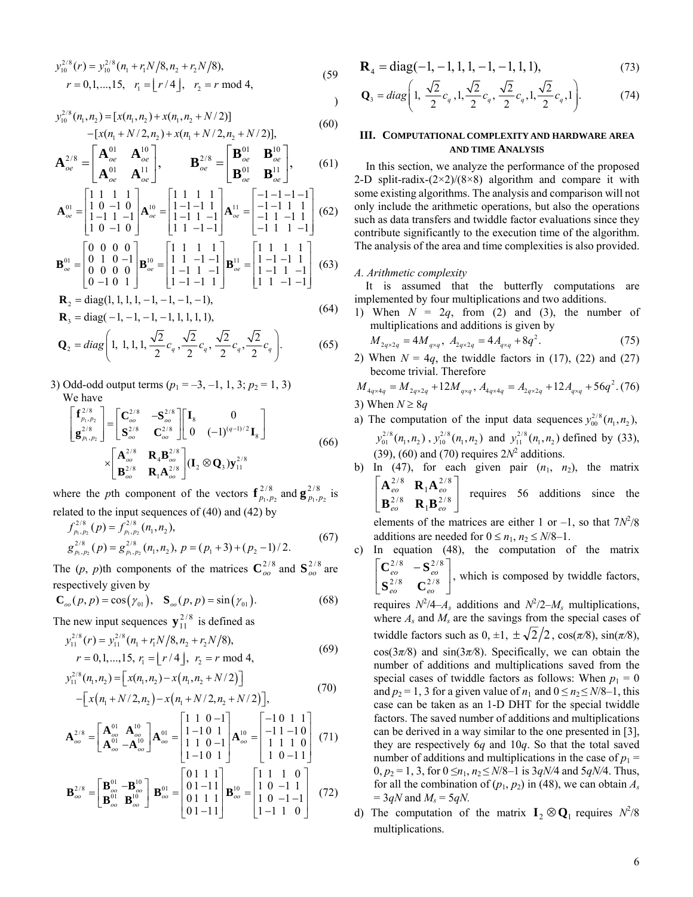$$y_{10}^{2/8}(r) = y_{10}^{2/8}(n_1 + r_1 N/8, n_2 + r_2 N/8),$$
$$r = 0,1,...,15, \quad r_1 = \lfloor r/4 \rfloor, \quad r_2 = r \bmod 4, \tag{59}$$

$$y_{10}^{2/8}(n_1,n_2) = [x(n_1,n_2) + x(n_1, n_2 + N/2)]$$
$$- [x(n_1 + N/2, n_2) + x(n_1 + N/2, n_2 + N/2)], \tag{60}$$

$$\mathbf{A}_{oe}^{2/8} = \begin{bmatrix} \mathbf{A}_{oe}^{01} & \mathbf{A}_{oe}^{10} \\ \mathbf{A}_{oe}^{01} & \mathbf{A}_{oe}^{11} \end{bmatrix}, \quad \mathbf{B}_{oe}^{2/8} = \begin{bmatrix} \mathbf{B}_{oe}^{01} & \mathbf{B}_{oe}^{10} \\ \mathbf{B}_{oe}^{01} & \mathbf{B}_{oe}^{11} \end{bmatrix}, \tag{61}$$

$$\mathbf{A}_{oe}^{01} = \begin{bmatrix} 1 & 1 & 1 & 1 \\ 1 & 0 & -1 & 0 \\ 1 & -1 & 1 & -1 \\ 1 & 0 & -1 & 0 \end{bmatrix} \mathbf{A}_{oe}^{10} = \begin{bmatrix} 1 & 1 & 1 & 1 \\ 1 & -1 & -1 & 1 \\ 1 & -1 & 1 & -1 \\ 1 & 1 & -1 & -1 \end{bmatrix} \mathbf{A}_{oe}^{11} = \begin{bmatrix} -1 & -1 & -1 & -1 \\ -1 & -1 & 1 & 1 \\ -1 & 1 & -1 & 1 \\ -1 & 1 & 1 & -1 \end{bmatrix} \tag{62}$$

$$\mathbf{B}_{oe}^{01} = \begin{bmatrix} 0 & 0 & 0 & 0 \\ 0 & 1 & 0 & -1 \\ 0 & 0 & 0 & 0 \\ 0 & -1 & 0 & 1 \end{bmatrix} \mathbf{B}_{oe}^{10} = \begin{bmatrix} 1 & 1 & 1 & 1 \\ 1 & 1 & -1 & -1 \\ 1 & -1 & 1 & -1 \\ 1 & -1 & -1 & 1 \end{bmatrix} \mathbf{B}_{oe}^{11} = \begin{bmatrix} 1 & 1 & 1 & 1 \\ 1 & -1 & -1 & 1 \\ 1 & -1 & 1 & -1 \\ 1 & 1 & -1 & -1 \end{bmatrix} \tag{63}$$

$$\mathbf{R}_2 = \mathrm{diag}(1,1,1,1,-1,-1,-1,-1),$$
$$\mathbf{R}_3 = \mathrm{diag}(-1,-1,-1,-1,1,1,1,1), \tag{64}$$

$$\mathbf{Q}_2 = diag\left(1,\ 1,1,1, \frac{\sqrt{2}}{2}c_q, \frac{\sqrt{2}}{2}c_q, \frac{\sqrt{2}}{2}c_q, \frac{\sqrt{2}}{2}c_q\right). \tag{65}$$

3) Odd-odd output terms ($p_1 = -3, -1, 1, 3$; $p_2 = 1, 3$)
We have

$$\begin{bmatrix} \mathbf{f}_{p_1,p_2}^{2/8} \\ \mathbf{g}_{p_1,p_2}^{2/8} \end{bmatrix} = \begin{bmatrix} \mathbf{C}_{oo}^{2/8} & -\mathbf{S}_{oo}^{2/8} \\ \mathbf{S}_{oo}^{2/8} & \mathbf{C}_{oo}^{2/8} \end{bmatrix} \begin{bmatrix} \mathbf{I}_8 & 0 \\ 0 & (-1)^{(q-1)/2}\mathbf{I}_8 \end{bmatrix}$$
$$\times \begin{bmatrix} \mathbf{A}_{oo}^{2/8} & \mathbf{R}_4\mathbf{B}_{oo}^{2/8} \\ \mathbf{B}_{oo}^{2/8} & \mathbf{R}_1\mathbf{A}_{oo}^{2/8} \end{bmatrix} (\mathbf{I}_2 \otimes \mathbf{Q}_3)\mathbf{y}_{11}^{2/8} \tag{66}$$

where the $p$th component of the vectors $\mathbf{f}_{p_1,p_2}^{2/8}$ and $\mathbf{g}_{p_1,p_2}^{2/8}$ is related to the input sequences of (40) and (42) by

$$f_{p_1,p_2}^{2/8}(p) = f_{p_1,p_2}^{2/8}(n_1,n_2),$$
$$g_{p_1,p_2}^{2/8}(p) = g_{p_1,p_2}^{2/8}(n_1,n_2), \; p = (p_1+3) + (p_2-1)/2. \tag{67}$$

The $(p, p)$th components of the matrices $\mathbf{C}_{oo}^{2/8}$ and $\mathbf{S}_{oo}^{2/8}$ are respectively given by

$$\mathbf{C}_{oo}(p,p) = \cos(\gamma_{01}), \quad \mathbf{S}_{oo}(p,p) = \sin(\gamma_{01}). \tag{68}$$

The new input sequences $\mathbf{y}_{11}^{2/8}$ is defined as

$$y_{11}^{2/8}(r) = y_{11}^{2/8}(n_1 + r_1 N/8, n_2 + r_2 N/8),$$
$$r = 0,1,...,15, \; r_1 = \lfloor r/4 \rfloor, \; r_2 = r \bmod 4, \tag{69}$$

$$y_{11}^{2/8}(n_1,n_2) = \left[x(n_1,n_2) - x(n_1, n_2 + N/2)\right]$$
$$- \left[x(n_1 + N/2, n_2) - x(n_1 + N/2, n_2 + N/2)\right], \tag{70}$$

$$\mathbf{A}_{oo}^{2/8} = \begin{bmatrix} \mathbf{A}_{oo}^{01} & \mathbf{A}_{oo}^{10} \\ \mathbf{A}_{oo}^{01} & -\mathbf{A}_{oo}^{10} \end{bmatrix} \mathbf{A}_{oo}^{01} = \begin{bmatrix} 1 & 1 & 0 & -1 \\ 1 & -1 & 0 & 1 \\ 1 & 1 & 0 & -1 \\ 1 & -1 & 0 & 1 \end{bmatrix} \mathbf{A}_{oo}^{10} = \begin{bmatrix} -1 & 0 & 1 & 1 \\ -1 & 1 & -1 & 0 \\ 1 & 1 & 1 & 0 \\ 1 & 0 & -1 & 1 \end{bmatrix} \tag{71}$$

$$\mathbf{B}_{oo}^{2/8} = \begin{bmatrix} \mathbf{B}_{oo}^{01} & -\mathbf{B}_{oo}^{10} \\ \mathbf{B}_{oo}^{01} & \mathbf{B}_{oo}^{10} \end{bmatrix} \mathbf{B}_{oo}^{01} = \begin{bmatrix} 0 & 1 & 1 & 1 \\ 0 & 1 & -1 & 1 \\ 0 & 1 & 1 & 1 \\ 0 & 1 & -1 & 1 \end{bmatrix} \mathbf{B}_{oo}^{10} = \begin{bmatrix} 1 & 1 & 1 & 0 \\ 1 & 0 & -1 & 1 \\ 1 & 0 & -1 & -1 \\ 1 & -1 & 1 & 0 \end{bmatrix} \tag{72}$$

$$\mathbf{R}_4 = \mathrm{diag}(-1,-1,1,1,-1,-1,1,1), \tag{73}$$

$$\mathbf{Q}_3 = diag\left(1, \frac{\sqrt{2}}{2}c_q, 1, \frac{\sqrt{2}}{2}c_q, \frac{\sqrt{2}}{2}c_q, 1, \frac{\sqrt{2}}{2}c_q, 1\right). \tag{74}$$

## III. Computational Complexity and Hardware Area and Time Analysis

In this section, we analyze the performance of the proposed 2-D split-radix-(2×2)/(8×8) algorithm and compare it with some existing algorithms. The analysis and comparison will not only include the arithmetic operations, but also the operations such as data transfers and twiddle factor evaluations since they contribute significantly to the execution time of the algorithm. The analysis of the area and time complexities is also provided.

### A. Arithmetic complexity

It is assumed that the butterfly computations are implemented by four multiplications and two additions.

1) When $N = 2q$, from (2) and (3), the number of multiplications and additions is given by

$$M_{2q\times 2q} = 4M_{q\times q}, \; A_{2q\times 2q} = 4A_{q\times q} + 8q^2. \tag{75}$$

2) When $N = 4q$, the twiddle factors in (17), (22) and (27) become trivial. Therefore

$$M_{4q\times 4q} = M_{2q\times 2q} + 12M_{q\times q}, \; A_{4q\times 4q} = A_{2q\times 2q} + 12A_{q\times q} + 56q^2. \tag{76}$$

3) When $N \geq 8q$

a) The computation of the input data sequences $y_{00}^{2/8}(n_1,n_2)$, $y_{01}^{2/8}(n_1,n_2)$, $y_{10}^{2/8}(n_1,n_2)$ and $y_{11}^{2/8}(n_1,n_2)$ defined by (33), (39), (60) and (70) requires $2N^2$ additions.

b) In (47), for each given pair $(n_1, n_2)$, the matrix $\begin{bmatrix} \mathbf{A}_{eo}^{2/8} & \mathbf{R}_1\mathbf{A}_{eo}^{2/8} \\ \mathbf{B}_{eo}^{2/8} & \mathbf{R}_1\mathbf{B}_{eo}^{2/8} \end{bmatrix}$ requires 56 additions since the elements of the matrices are either 1 or –1, so that $7N^2/8$ additions are needed for $0 \leq n_1, n_2 \leq N/8-1$.

c) In equation (48), the computation of the matrix $\begin{bmatrix} \mathbf{C}_{eo}^{2/8} & -\mathbf{S}_{eo}^{2/8} \\ \mathbf{S}_{eo}^{2/8} & \mathbf{C}_{eo}^{2/8} \end{bmatrix}$, which is composed by twiddle factors, requires $N^2/4 - A_s$ additions and $N^2/2 - M_s$ multiplications, where $A_s$ and $M_s$ are the savings from the special cases of twiddle factors such as 0, ±1, $\pm\sqrt{2}/2$, $\cos(\pi/8)$, $\sin(\pi/8)$, $\cos(3\pi/8)$ and $\sin(3\pi/8)$. Specifically, we can obtain the number of additions and multiplications saved from the special cases of twiddle factors as follows: When $p_1 = 0$ and $p_2 = 1, 3$ for a given value of $n_1$ and $0 \leq n_2 \leq N/8-1$, this case can be taken as an 1-D DHT for the special twiddle factors. The saved number of additions and multiplications can be derived in a way similar to the one presented in [3], they are respectively $6q$ and $10q$. So that the total saved number of additions and multiplications in the case of $p_1 = 0$, $p_2 = 1, 3$, for $0 \leq n_1, n_2 \leq N/8-1$ is $3qN/4$ and $5qN/4$. Thus, for all the combination of $(p_1, p_2)$ in (48), we can obtain $A_s = 3qN$ and $M_s = 5qN$.

d) The computation of the matrix $\mathbf{I}_2 \otimes \mathbf{Q}_1$ requires $N^2/8$ multiplications.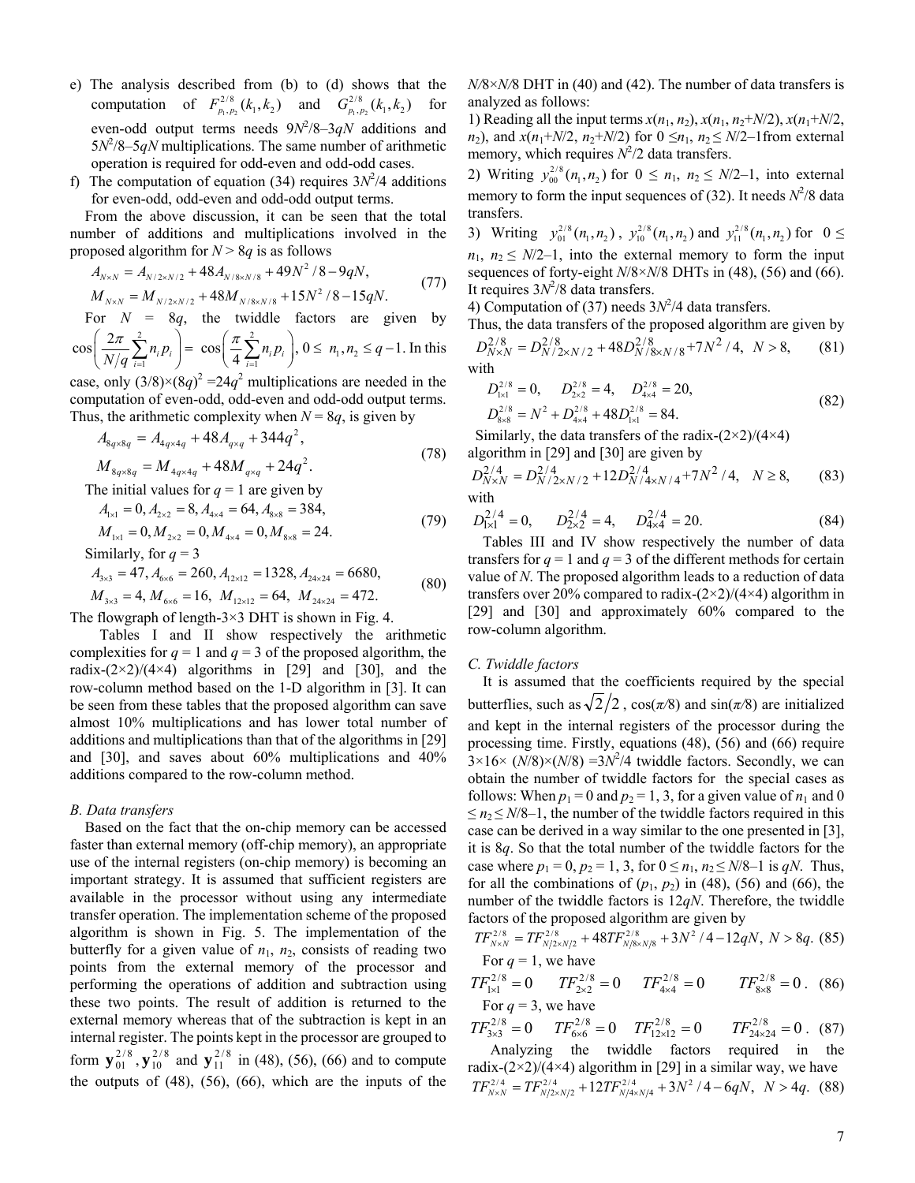e) The analysis described from (b) to (d) shows that the computation of $F^{2/8}_{p_1,p_2}(k_1,k_2)$ and $G^{2/8}_{p_1,p_2}(k_1,k_2)$ for even-odd output terms needs $9N^2/8–3qN$ additions and $5N^2/8–5qN$ multiplications. The same number of arithmetic operation is required for odd-even and odd-odd cases.

f) The computation of equation (34) requires $3N^2/4$ additions for even-odd, odd-even and odd-odd output terms.

From the above discussion, it can be seen that the total number of additions and multiplications involved in the proposed algorithm for $N > 8q$ is as follows

$$
\begin{aligned}
A_{N\times N} &= A_{N/2\times N/2} + 48A_{N/8\times N/8} + 49N^2/8 - 9qN,\\
M_{N\times N} &= M_{N/2\times N/2} + 48M_{N/8\times N/8} + 15N^2/8 - 15qN.
\end{aligned} \tag{77}
$$

For $N = 8q$, the twiddle factors are given by $\cos\left(\frac{2\pi}{N/q}\sum_{i=1}^{2} n_i p_i\right) = \cos\left(\frac{\pi}{4}\sum_{i=1}^{2} n_i p_i\right),\ 0 \le n_1, n_2 \le q-1$. In this case, only $(3/8)\times(8q)^2 = 24q^2$ multiplications are needed in the computation of even-odd, odd-even and odd-odd output terms. Thus, the arithmetic complexity when $N = 8q$, is given by

$$
\begin{aligned}
A_{8q\times 8q} &= A_{4q\times 4q} + 48A_{q\times q} + 344q^2,\\
M_{8q\times 8q} &= M_{4q\times 4q} + 48M_{q\times q} + 24q^2.
\end{aligned} \tag{78}
$$

The initial values for $q = 1$ are given by

$$
\begin{aligned}
&A_{1\times 1} = 0, A_{2\times 2} = 8, A_{4\times 4} = 64, A_{8\times 8} = 384,\\
&M_{1\times 1} = 0, M_{2\times 2} = 0, M_{4\times 4} = 0, M_{8\times 8} = 24.
\end{aligned} \tag{79}
$$

Similarly, for $q = 3$

$$
\begin{aligned}
&A_{3\times 3} = 47, A_{6\times 6} = 260, A_{12\times 12} = 1328, A_{24\times 24} = 6680,\\
&M_{3\times 3} = 4, M_{6\times 6} = 16,\ M_{12\times 12} = 64,\ M_{24\times 24} = 472.
\end{aligned} \tag{80}
$$

The flowgraph of length-3×3 DHT is shown in Fig. 4.

Tables I and II show respectively the arithmetic complexities for $q = 1$ and $q = 3$ of the proposed algorithm, the radix-(2×2)/(4×4) algorithms in [29] and [30], and the row-column method based on the 1-D algorithm in [3]. It can be seen from these tables that the proposed algorithm can save almost 10% multiplications and has lower total number of additions and multiplications than that of the algorithms in [29] and [30], and saves about 60% multiplications and 40% additions compared to the row-column method.

### B. Data transfers

Based on the fact that the on-chip memory can be accessed faster than external memory (off-chip memory), an appropriate use of the internal registers (on-chip memory) is becoming an important strategy. It is assumed that sufficient registers are available in the processor without using any intermediate transfer operation. The implementation scheme of the proposed algorithm is shown in Fig. 5. The implementation of the butterfly for a given value of $n_1$, $n_2$, consists of reading two points from the external memory of the processor and performing the operations of addition and subtraction using these two points. The result of addition is returned to the external memory whereas that of the subtraction is kept in an internal register. The points kept in the processor are grouped to form $\mathbf{y}^{2/8}_{01}$, $\mathbf{y}^{2/8}_{10}$ and $\mathbf{y}^{2/8}_{11}$ in (48), (56), (66) and to compute the outputs of (48), (56), (66), which are the inputs of the $N/8\times N/8$ DHT in (40) and (42). The number of data transfers is analyzed as follows:

1) Reading all the input terms $x(n_1, n_2)$, $x(n_1, n_2+N/2)$, $x(n_1+N/2, n_2)$, and $x(n_1+N/2, n_2+N/2)$ for $0 \le n_1, n_2 \le N/2–1$from external memory, which requires $N^2/2$ data transfers.

2) Writing $y^{2/8}_{00}(n_1,n_2)$ for $0 \le n_1, n_2 \le N/2–1$, into external memory to form the input sequences of (32). It needs $N^2/8$ data transfers.

3) Writing $y^{2/8}_{01}(n_1,n_2)$, $y^{2/8}_{10}(n_1,n_2)$ and $y^{2/8}_{11}(n_1,n_2)$ for $0 \le n_1, n_2 \le N/2–1$, into the external memory to form the input sequences of forty-eight $N/8\times N/8$ DHTs in (48), (56) and (66). It requires $3N^2/8$ data transfers.

4) Computation of (37) needs $3N^2/4$ data transfers.

Thus, the data transfers of the proposed algorithm are given by

$$
D^{2/8}_{N\times N} = D^{2/8}_{N/2\times N/2} + 48D^{2/8}_{N/8\times N/8} + 7N^2/4,\quad N > 8, \tag{81}
$$

with

$$
\begin{aligned}
&D^{2/8}_{1\times 1} = 0,\quad D^{2/8}_{2\times 2} = 4,\quad D^{2/8}_{4\times 4} = 20,\\
&D^{2/8}_{8\times 8} = N^2 + D^{2/8}_{4\times 4} + 48D^{2/8}_{1\times 1} = 84.
\end{aligned} \tag{82}
$$

Similarly, the data transfers of the radix-(2×2)/(4×4) algorithm in [29] and [30] are given by

$$
D^{2/4}_{N\times N} = D^{2/4}_{N/2\times N/2} + 12D^{2/4}_{N/4\times N/4} + 7N^2/4,\quad N \ge 8, \tag{83}
$$

with

$$
D^{2/4}_{1\times 1} = 0,\quad D^{2/4}_{2\times 2} = 4,\quad D^{2/4}_{4\times 4} = 20. \tag{84}
$$

Tables III and IV show respectively the number of data transfers for $q = 1$ and $q = 3$ of the different methods for certain value of $N$. The proposed algorithm leads to a reduction of data transfers over 20% compared to radix-(2×2)/(4×4) algorithm in [29] and [30] and approximately 60% compared to the row-column algorithm.

### C. Twiddle factors

It is assumed that the coefficients required by the special butterflies, such as $\sqrt{2}/2$, $\cos(\pi/8)$ and $\sin(\pi/8)$ are initialized and kept in the internal registers of the processor during the processing time. Firstly, equations (48), (56) and (66) require $3\times 16\times (N/8)\times(N/8) = 3N^2/4$ twiddle factors. Secondly, we can obtain the number of twiddle factors for the special cases as follows: When $p_1 = 0$ and $p_2 = 1, 3$, for a given value of $n_1$ and $0 \le n_2 \le N/8–1$, the number of the twiddle factors required in this case can be derived in a way similar to the one presented in [3], it is $8q$. So that the total number of the twiddle factors for the case where $p_1 = 0$, $p_2 = 1, 3$, for $0 \le n_1, n_2 \le N/8–1$ is $qN$. Thus, for all the combinations of $(p_1, p_2)$ in (48), (56) and (66), the number of the twiddle factors is $12qN$. Therefore, the twiddle factors of the proposed algorithm are given by

$$
TF^{2/8}_{N\times N} = TF^{2/8}_{N/2\times N/2} + 48TF^{2/8}_{N/8\times N/8} + 3N^2/4 - 12qN,\ N > 8q. \tag{85}
$$

For $q = 1$, we have

$$
TF^{2/8}_{1\times 1} = 0 \qquad TF^{2/8}_{2\times 2} = 0 \qquad TF^{2/8}_{4\times 4} = 0 \qquad TF^{2/8}_{8\times 8} = 0. \tag{86}
$$

For $q = 3$, we have

$$
TF^{2/8}_{3\times 3} = 0 \qquad TF^{2/8}_{6\times 6} = 0 \qquad TF^{2/8}_{12\times 12} = 0 \qquad TF^{2/8}_{24\times 24} = 0. \tag{87}
$$

Analyzing the twiddle factors required in the radix-(2×2)/(4×4) algorithm in [29] in a similar way, we have

$$
TF^{2/4}_{N\times N} = TF^{2/4}_{N/2\times N/2} + 12TF^{2/4}_{N/4\times N/4} + 3N^2/4 - 6qN,\ N > 4q. \tag{88}
$$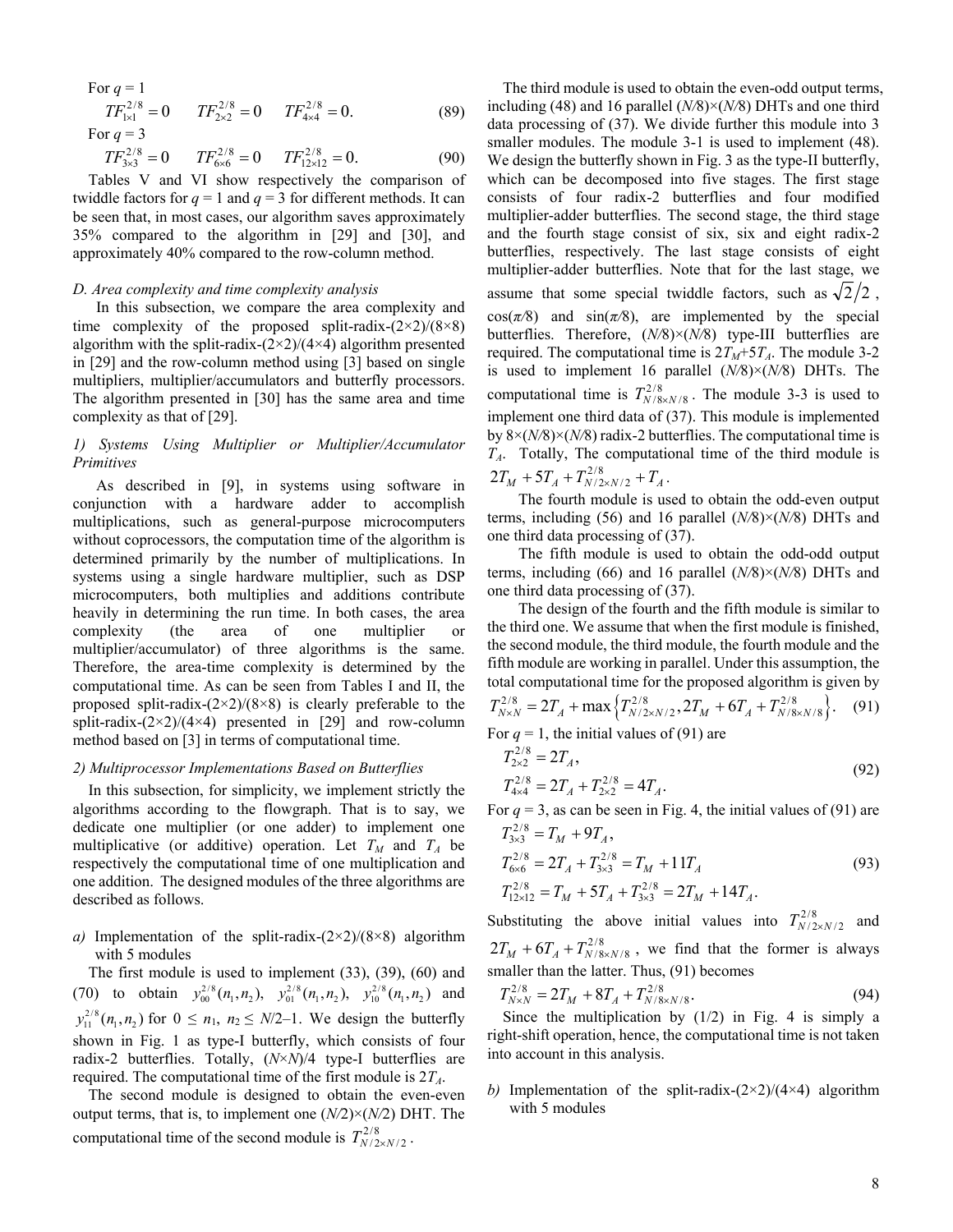For $q = 1$

$$TF_{1\times1}^{2/8} = 0 \qquad TF_{2\times2}^{2/8} = 0 \qquad TF_{4\times4}^{2/8} = 0. \tag{89}$$

For $q = 3$

$$TF_{3\times3}^{2/8} = 0 \qquad TF_{6\times6}^{2/8} = 0 \qquad TF_{12\times12}^{2/8} = 0. \tag{90}$$

Tables V and VI show respectively the comparison of twiddle factors for $q = 1$ and $q = 3$ for different methods. It can be seen that, in most cases, our algorithm saves approximately 35% compared to the algorithm in [29] and [30], and approximately 40% compared to the row-column method.

### *D. Area complexity and time complexity analysis*

In this subsection, we compare the area complexity and time complexity of the proposed split-radix-(2×2)/(8×8) algorithm with the split-radix-(2×2)/(4×4) algorithm presented in [29] and the row-column method using [3] based on single multipliers, multiplier/accumulators and butterfly processors. The algorithm presented in [30] has the same area and time complexity as that of [29].

#### *1) Systems Using Multiplier or Multiplier/Accumulator Primitives*

As described in [9], in systems using software in conjunction with a hardware adder to accomplish multiplications, such as general-purpose microcomputers without coprocessors, the computation time of the algorithm is determined primarily by the number of multiplications. In systems using a single hardware multiplier, such as DSP microcomputers, both multiplies and additions contribute heavily in determining the run time. In both cases, the area complexity (the area of one multiplier or multiplier/accumulator) of three algorithms is the same. Therefore, the area-time complexity is determined by the computational time. As can be seen from Tables I and II, the proposed split-radix-(2×2)/(8×8) is clearly preferable to the split-radix-(2×2)/(4×4) presented in [29] and row-column method based on [3] in terms of computational time.

#### *2) Multiprocessor Implementations Based on Butterflies*

In this subsection, for simplicity, we implement strictly the algorithms according to the flowgraph. That is to say, we dedicate one multiplier (or one adder) to implement one multiplicative (or additive) operation. Let $T_M$ and $T_A$ be respectively the computational time of one multiplication and one addition. The designed modules of the three algorithms are described as follows.

*a)* Implementation of the split-radix-(2×2)/(8×8) algorithm with 5 modules

The first module is used to implement (33), (39), (60) and (70) to obtain $y_{00}^{2/8}(n_1,n_2)$, $y_{01}^{2/8}(n_1,n_2)$, $y_{10}^{2/8}(n_1,n_2)$ and $y_{11}^{2/8}(n_1,n_2)$ for $0 \le n_1,\ n_2 \le N/2–1$. We design the butterfly shown in Fig. 1 as type-I butterfly, which consists of four radix-2 butterflies. Totally, $(N\times N)/4$ type-I butterflies are required. The computational time of the first module is $2T_A$.

The second module is designed to obtain the even-even output terms, that is, to implement one $(N/2)\times(N/2)$ DHT. The computational time of the second module is $T_{N/2\times N/2}^{2/8}$.

The third module is used to obtain the even-odd output terms, including (48) and 16 parallel $(N/8)\times(N/8)$ DHTs and one third data processing of (37). We divide further this module into 3 smaller modules. The module 3-1 is used to implement (48). We design the butterfly shown in Fig. 3 as the type-II butterfly, which can be decomposed into five stages. The first stage consists of four radix-2 butterflies and four modified multiplier-adder butterflies. The second stage, the third stage and the fourth stage consist of six, six and eight radix-2 butterflies, respectively. The last stage consists of eight multiplier-adder butterflies. Note that for the last stage, we assume that some special twiddle factors, such as $\sqrt{2}/2$, $\cos(\pi/8)$ and $\sin(\pi/8)$, are implemented by the special butterflies. Therefore, $(N/8)\times(N/8)$ type-III butterflies are required. The computational time is $2T_M+5T_A$. The module 3-2 is used to implement 16 parallel $(N/8)\times(N/8)$ DHTs. The computational time is $T_{N/8\times N/8}^{2/8}$. The module 3-3 is used to implement one third data of (37). This module is implemented by $8\times(N/8)\times(N/8)$ radix-2 butterflies. The computational time is $T_A$. Totally, The computational time of the third module is $2T_M + 5T_A + T_{N/2\times N/2}^{2/8} + T_A$.

The fourth module is used to obtain the odd-even output terms, including (56) and 16 parallel $(N/8)\times(N/8)$ DHTs and one third data processing of (37).

The fifth module is used to obtain the odd-odd output terms, including (66) and 16 parallel $(N/8)\times(N/8)$ DHTs and one third data processing of (37).

The design of the fourth and the fifth module is similar to the third one. We assume that when the first module is finished, the second module, the third module, the fourth module and the fifth module are working in parallel. Under this assumption, the total computational time for the proposed algorithm is given by

$$T_{N\times N}^{2/8} = 2T_A + \max\left\{T_{N/2\times N/2}^{2/8}, 2T_M + 6T_A + T_{N/8\times N/8}^{2/8}\right\}. \tag{91}$$

For $q = 1$, the initial values of (91) are

$$\begin{aligned} T_{2\times2}^{2/8} &= 2T_A, \\ T_{4\times4}^{2/8} &= 2T_A + T_{2\times2}^{2/8} = 4T_A. \end{aligned} \tag{92}$$

For $q = 3$, as can be seen in Fig. 4, the initial values of (91) are

$$\begin{aligned} T_{3\times3}^{2/8} &= T_M + 9T_A, \\ T_{6\times6}^{2/8} &= 2T_A + T_{3\times3}^{2/8} = T_M + 11T_A \\ T_{12\times12}^{2/8} &= T_M + 5T_A + T_{3\times3}^{2/8} = 2T_M + 14T_A. \end{aligned} \tag{93}$$

Substituting the above initial values into $T_{N/2\times N/2}^{2/8}$ and $2T_M + 6T_A + T_{N/8\times N/8}^{2/8}$, we find that the former is always smaller than the latter. Thus, (91) becomes

$$T_{N\times N}^{2/8} = 2T_M + 8T_A + T_{N/8\times N/8}^{2/8}. \tag{94}$$

Since the multiplication by (1/2) in Fig. 4 is simply a right-shift operation, hence, the computational time is not taken into account in this analysis.

*b)* Implementation of the split-radix-(2×2)/(4×4) algorithm with 5 modules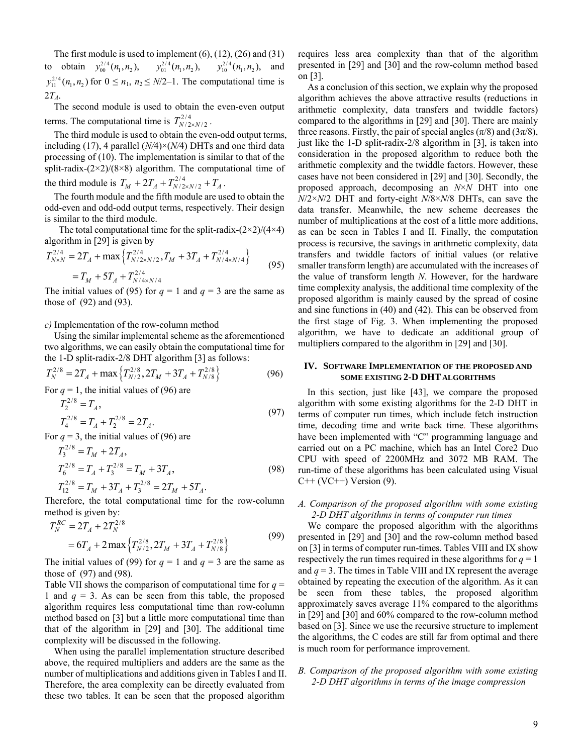The first module is used to implement (6), (12), (26) and (31) to obtain $y_{00}^{2/4}(n_1,n_2)$, $y_{01}^{2/4}(n_1,n_2)$, $y_{10}^{2/4}(n_1,n_2)$, and $y_{11}^{2/4}(n_1,n_2)$ for $0 \le n_1, n_2 \le N/2-1$. The computational time is $2T_A$.

The second module is used to obtain the even-even output terms. The computational time is $T_{N/2\times N/2}^{2/4}$.

The third module is used to obtain the even-odd output terms, including (17), 4 parallel ($N/4$)×($N/4$) DHTs and one third data processing of (10). The implementation is similar to that of the split-radix-(2×2)/(8×8) algorithm. The computational time of the third module is $T_M + 2T_A + T_{N/2\times N/2}^{2/4} + T_A$.

The fourth module and the fifth module are used to obtain the odd-even and odd-odd output terms, respectively. Their design is similar to the third module.

The total computational time for the split-radix-(2×2)/(4×4) algorithm in [29] is given by

$$
\begin{aligned}
T_{N\times N}^{2/4} &= 2T_A + \max\left\{T_{N/2\times N/2}^{2/4}, T_M + 3T_A + T_{N/4\times N/4}^{2/4}\right\} \\
&= T_M + 5T_A + T_{N/4\times N/4}^{2/4}
\end{aligned} \tag{95}
$$

The initial values of (95) for $q$ = 1 and $q$ = 3 are the same as those of (92) and (93).

*c)* Implementation of the row-column method

Using the similar implemental scheme as the aforementioned two algorithms, we can easily obtain the computational time for the 1-D split-radix-2/8 DHT algorithm [3] as follows:

$$
T_N^{2/8} = 2T_A + \max\left\{T_{N/2}^{2/8}, 2T_M + 3T_A + T_{N/8}^{2/8}\right\} \tag{96}
$$

For $q$ = 1, the initial values of (96) are

$$
\begin{aligned}
T_2^{2/8} &= T_A, \\
T_4^{2/8} &= T_A + T_2^{2/8} = 2T_A.
\end{aligned} \tag{97}
$$

For $q$ = 3, the initial values of (96) are

$$
\begin{aligned}
T_3^{2/8} &= T_M + 2T_A, \\
T_6^{2/8} &= T_A + T_3^{2/8} = T_M + 3T_A, \\
T_{12}^{2/8} &= T_M + 3T_A + T_3^{2/8} = 2T_M + 5T_A.
\end{aligned} \tag{98}
$$

Therefore, the total computational time for the row-column method is given by:

$$
\begin{aligned}
T_N^{RC} &= 2T_A + 2T_N^{2/8} \\
&= 6T_A + 2\max\left\{T_{N/2}^{2/8}, 2T_M + 3T_A + T_{N/8}^{2/8}\right\}
\end{aligned} \tag{99}
$$

The initial values of (99) for $q$ = 1 and $q$ = 3 are the same as those of (97) and (98).

Table VII shows the comparison of computational time for $q$ = 1 and $q$ = 3. As can be seen from this table, the proposed algorithm requires less computational time than row-column method based on [3] but a little more computational time than that of the algorithm in [29] and [30]. The additional time complexity will be discussed in the following.

When using the parallel implementation structure described above, the required multipliers and adders are the same as the number of multiplications and additions given in Tables I and II. Therefore, the area complexity can be directly evaluated from these two tables. It can be seen that the proposed algorithm requires less area complexity than that of the algorithm presented in [29] and [30] and the row-column method based on [3].

As a conclusion of this section, we explain why the proposed algorithm achieves the above attractive results (reductions in arithmetic complexity, data transfers and twiddle factors) compared to the algorithms in [29] and [30]. There are mainly three reasons. Firstly, the pair of special angles ($\pi/8$) and ($3\pi/8$), just like the 1-D split-radix-2/8 algorithm in [3], is taken into consideration in the proposed algorithm to reduce both the arithmetic complexity and the twiddle factors. However, these cases have not been considered in [29] and [30]. Secondly, the proposed approach, decomposing an $N$×$N$ DHT into one $N/2$×$N/2$ DHT and forty-eight $N/8$×$N/8$ DHTs, can save the data transfer. Meanwhile, the new scheme decreases the number of multiplications at the cost of a little more additions, as can be seen in Tables I and II. Finally, the computation process is recursive, the savings in arithmetic complexity, data transfers and twiddle factors of initial values (or relative smaller transform length) are accumulated with the increases of the value of transform length $N$. However, for the hardware time complexity analysis, the additional time complexity of the proposed algorithm is mainly caused by the spread of cosine and sine functions in (40) and (42). This can be observed from the first stage of Fig. 3. When implementing the proposed algorithm, we have to dedicate an additional group of multipliers compared to the algorithm in [29] and [30].

## IV. Software Implementation of the Proposed and Some Existing 2-D DHT Algorithms

In this section, just like [43], we compare the proposed algorithm with some existing algorithms for the 2-D DHT in terms of computer run times, which include fetch instruction time, decoding time and write back time. These algorithms have been implemented with "C" programming language and carried out on a PC machine, which has an Intel Core2 Duo CPU with speed of 2200MHz and 3072 MB RAM. The run-time of these algorithms has been calculated using Visual C++ (VC++) Version (9).

### *A. Comparison of the proposed algorithm with some existing 2-D DHT algorithms in terms of computer run times*

We compare the proposed algorithm with the algorithms presented in [29] and [30] and the row-column method based on [3] in terms of computer run-times. Tables VIII and IX show respectively the run times required in these algorithms for $q$ = 1 and $q$ = 3. The times in Table VIII and IX represent the average obtained by repeating the execution of the algorithm. As it can be seen from these tables, the proposed algorithm approximately saves average 11% compared to the algorithms in [29] and [30] and 60% compared to the row-column method based on [3]. Since we use the recursive structure to implement the algorithms, the C codes are still far from optimal and there is much room for performance improvement.

### *B. Comparison of the proposed algorithm with some existing 2-D DHT algorithms in terms of the image compression*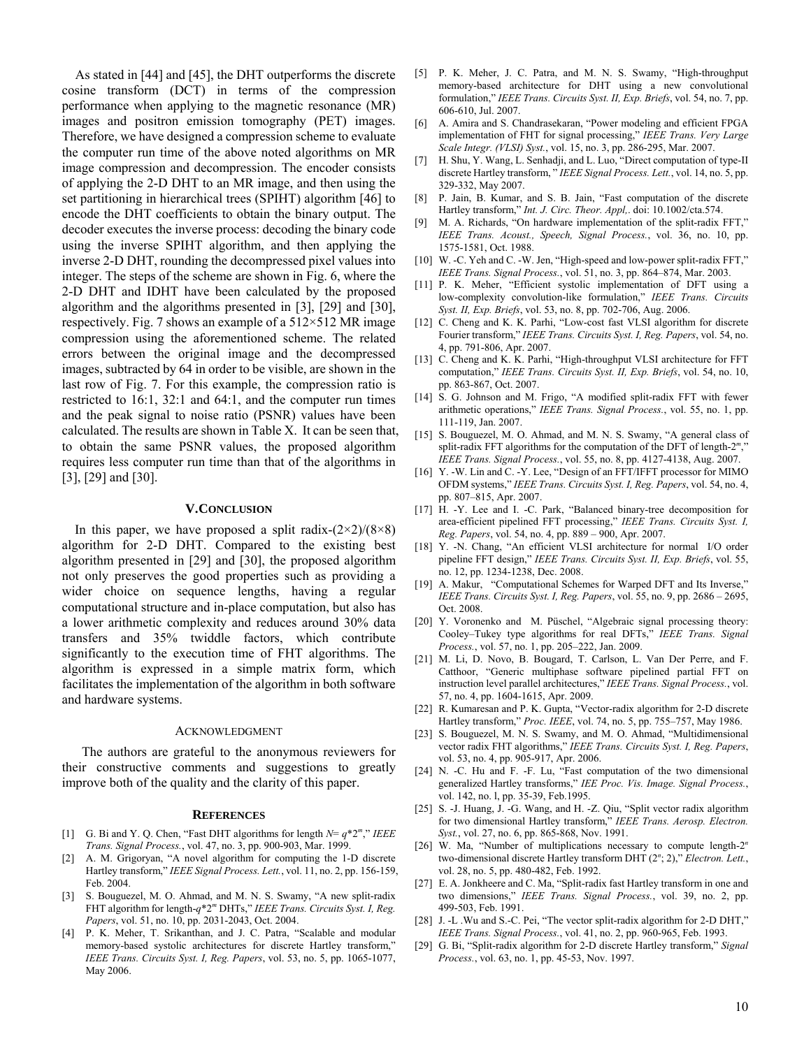As stated in [44] and [45], the DHT outperforms the discrete cosine transform (DCT) in terms of the compression performance when applying to the magnetic resonance (MR) images and positron emission tomography (PET) images. Therefore, we have designed a compression scheme to evaluate the computer run time of the above noted algorithms on MR image compression and decompression. The encoder consists of applying the 2-D DHT to an MR image, and then using the set partitioning in hierarchical trees (SPIHT) algorithm [46] to encode the DHT coefficients to obtain the binary output. The decoder executes the inverse process: decoding the binary code using the inverse SPIHT algorithm, and then applying the inverse 2-D DHT, rounding the decompressed pixel values into integer. The steps of the scheme are shown in Fig. 6, where the 2-D DHT and IDHT have been calculated by the proposed algorithm and the algorithms presented in [3], [29] and [30], respectively. Fig. 7 shows an example of a 512×512 MR image compression using the aforementioned scheme. The related errors between the original image and the decompressed images, subtracted by 64 in order to be visible, are shown in the last row of Fig. 7. For this example, the compression ratio is restricted to 16:1, 32:1 and 64:1, and the computer run times and the peak signal to noise ratio (PSNR) values have been calculated. The results are shown in Table X. It can be seen that, to obtain the same PSNR values, the proposed algorithm requires less computer run time than that of the algorithms in [3], [29] and [30].

## V. Conclusion

In this paper, we have proposed a split radix-(2×2)/(8×8) algorithm for 2-D DHT. Compared to the existing best algorithm presented in [29] and [30], the proposed algorithm not only preserves the good properties such as providing a wider choice on sequence lengths, having a regular computational structure and in-place computation, but also has a lower arithmetic complexity and reduces around 30% data transfers and 35% twiddle factors, which contribute significantly to the execution time of FHT algorithms. The algorithm is expressed in a simple matrix form, which facilitates the implementation of the algorithm in both software and hardware systems.

## Acknowledgment

The authors are grateful to the anonymous reviewers for their constructive comments and suggestions to greatly improve both of the quality and the clarity of this paper.

## References

[1] G. Bi and Y. Q. Chen, "Fast DHT algorithms for length $N= q*2^m$," *IEEE Trans. Signal Process.*, vol. 47, no. 3, pp. 900-903, Mar. 1999.

[2] A. M. Grigoryan, "A novel algorithm for computing the 1-D discrete Hartley transform," *IEEE Signal Process. Lett.*, vol. 11, no. 2, pp. 156-159, Feb. 2004.

[3] S. Bouguezel, M. O. Ahmad, and M. N. S. Swamy, "A new split-radix FHT algorithm for length-$q*2^m$ DHTs," *IEEE Trans. Circuits Syst. I, Reg. Papers*, vol. 51, no. 10, pp. 2031-2043, Oct. 2004.

[4] P. K. Meher, T. Srikanthan, and J. C. Patra, "Scalable and modular memory-based systolic architectures for discrete Hartley transform," *IEEE Trans. Circuits Syst. I, Reg. Papers*, vol. 53, no. 5, pp. 1065-1077, May 2006.

[5] P. K. Meher, J. C. Patra, and M. N. S. Swamy, "High-throughput memory-based architecture for DHT using a new convolutional formulation," *IEEE Trans. Circuits Syst. II, Exp. Briefs*, vol. 54, no. 7, pp. 606-610, Jul. 2007.

[6] A. Amira and S. Chandrasekaran, "Power modeling and efficient FPGA implementation of FHT for signal processing," *IEEE Trans. Very Large Scale Integr. (VLSI) Syst.*, vol. 15, no. 3, pp. 286-295, Mar. 2007.

[7] H. Shu, Y. Wang, L. Senhadji, and L. Luo, "Direct computation of type-II discrete Hartley transform, " *IEEE Signal Process. Lett.*, vol. 14, no. 5, pp. 329-332, May 2007.

[8] P. Jain, B. Kumar, and S. B. Jain, "Fast computation of the discrete Hartley transform," *Int. J. Circ. Theor. Appl,*. doi: 10.1002/cta.574.

[9] M. A. Richards, "On hardware implementation of the split-radix FFT," *IEEE Trans. Acoust., Speech, Signal Process.*, vol. 36, no. 10, pp. 1575-1581, Oct. 1988.

[10] W. -C. Yeh and C. -W. Jen, "High-speed and low-power split-radix FFT," *IEEE Trans. Signal Process.*, vol. 51, no. 3, pp. 864–874, Mar. 2003.

[11] P. K. Meher, "Efficient systolic implementation of DFT using a low-complexity convolution-like formulation," *IEEE Trans. Circuits Syst. II, Exp. Briefs*, vol. 53, no. 8, pp. 702-706, Aug. 2006.

[12] C. Cheng and K. K. Parhi, "Low-cost fast VLSI algorithm for discrete Fourier transform," *IEEE Trans. Circuits Syst. I, Reg. Papers*, vol. 54, no. 4, pp. 791-806, Apr. 2007.

[13] C. Cheng and K. K. Parhi, "High-throughput VLSI architecture for FFT computation," *IEEE Trans. Circuits Syst. II, Exp. Briefs*, vol. 54, no. 10, pp. 863-867, Oct. 2007.

[14] S. G. Johnson and M. Frigo, "A modified split-radix FFT with fewer arithmetic operations," *IEEE Trans. Signal Process.*, vol. 55, no. 1, pp. 111-119, Jan. 2007.

[15] S. Bouguezel, M. O. Ahmad, and M. N. S. Swamy, "A general class of split-radix FFT algorithms for the computation of the DFT of length-$2^m$," *IEEE Trans. Signal Process.*, vol. 55, no. 8, pp. 4127-4138, Aug. 2007.

[16] Y. -W. Lin and C. -Y. Lee, "Design of an FFT/IFFT processor for MIMO OFDM systems," *IEEE Trans. Circuits Syst. I, Reg. Papers*, vol. 54, no. 4, pp. 807–815, Apr. 2007.

[17] H. -Y. Lee and I. -C. Park, "Balanced binary-tree decomposition for area-efficient pipelined FFT processing," *IEEE Trans. Circuits Syst. I, Reg. Papers*, vol. 54, no. 4, pp. 889 – 900, Apr. 2007.

[18] Y. -N. Chang, "An efficient VLSI architecture for normal I/O order pipeline FFT design," *IEEE Trans. Circuits Syst. II, Exp. Briefs*, vol. 55, no. 12, pp. 1234-1238, Dec. 2008.

[19] A. Makur, "Computational Schemes for Warped DFT and Its Inverse," *IEEE Trans. Circuits Syst. I, Reg. Papers*, vol. 55, no. 9, pp. 2686 – 2695, Oct. 2008.

[20] Y. Voronenko and M. Püschel, "Algebraic signal processing theory: Cooley–Tukey type algorithms for real DFTs," *IEEE Trans. Signal Process.*, vol. 57, no. 1, pp. 205–222, Jan. 2009.

[21] M. Li, D. Novo, B. Bougard, T. Carlson, L. Van Der Perre, and F. Catthoor, "Generic multiphase software pipelined partial FFT on instruction level parallel architectures," *IEEE Trans. Signal Process.*, vol. 57, no. 4, pp. 1604-1615, Apr. 2009.

[22] R. Kumaresan and P. K. Gupta, "Vector-radix algorithm for 2-D discrete Hartley transform," *Proc. IEEE*, vol. 74, no. 5, pp. 755–757, May 1986.

[23] S. Bouguezel, M. N. S. Swamy, and M. O. Ahmad, "Multidimensional vector radix FHT algorithms," *IEEE Trans. Circuits Syst. I, Reg. Papers*, vol. 53, no. 4, pp. 905-917, Apr. 2006.

[24] N. -C. Hu and F. -F. Lu, "Fast computation of the two dimensional generalized Hartley transforms," *IEE Proc. Vis. Image. Signal Process.*, vol. 142, no. l, pp. 35-39, Feb.1995.

[25] S. -J. Huang, J. -G. Wang, and H. -Z. Qiu, "Split vector radix algorithm for two dimensional Hartley transform," *IEEE Trans. Aerosp. Electron. Syst.*, vol. 27, no. 6, pp. 865-868, Nov. 1991.

[26] W. Ma, "Number of multiplications necessary to compute length-$2^n$ two-dimensional discrete Hartley transform DHT ($2^n$; 2)," *Electron. Lett.*, vol. 28, no. 5, pp. 480-482, Feb. 1992.

[27] E. A. Jonkheere and C. Ma, "Split-radix fast Hartley transform in one and two dimensions," *IEEE Trans. Signal Process.*, vol. 39, no. 2, pp. 499-503, Feb. 1991.

[28] J. -L .Wu and S.-C. Pei, "The vector split-radix algorithm for 2-D DHT," *IEEE Trans. Signal Process.*, vol. 41, no. 2, pp. 960-965, Feb. 1993.

[29] G. Bi, "Split-radix algorithm for 2-D discrete Hartley transform," *Signal Process.*, vol. 63, no. 1, pp. 45-53, Nov. 1997.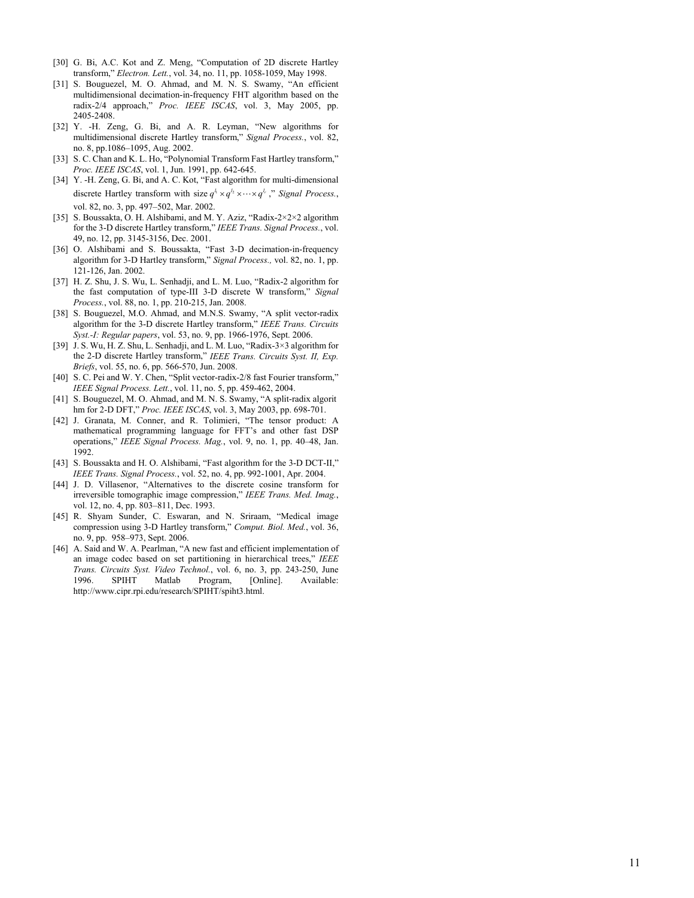[30] G. Bi, A.C. Kot and Z. Meng, "Computation of 2D discrete Hartley transform," *Electron. Lett.*, vol. 34, no. 11, pp. 1058-1059, May 1998.

[31] S. Bouguezel, M. O. Ahmad, and M. N. S. Swamy, "An efficient multidimensional decimation-in-frequency FHT algorithm based on the radix-2/4 approach," *Proc. IEEE ISCAS*, vol. 3, May 2005, pp. 2405-2408.

[32] Y. -H. Zeng, G. Bi, and A. R. Leyman, "New algorithms for multidimensional discrete Hartley transform," *Signal Process.*, vol. 82, no. 8, pp.1086–1095, Aug. 2002.

[33] S. C. Chan and K. L. Ho, "Polynomial Transform Fast Hartley transform," *Proc. IEEE ISCAS*, vol. 1, Jun. 1991, pp. 642-645.

[34] Y. -H. Zeng, G. Bi, and A. C. Kot, "Fast algorithm for multi-dimensional discrete Hartley transform with size $q^{l_1} \times q^{l_2} \times \cdots \times q^{l_r}$," *Signal Process.*, vol. 82, no. 3, pp. 497–502, Mar. 2002.

[35] S. Boussakta, O. H. Alshibami, and M. Y. Aziz, "Radix-2×2×2 algorithm for the 3-D discrete Hartley transform," *IEEE Trans. Signal Process.*, vol. 49, no. 12, pp. 3145-3156, Dec. 2001.

[36] O. Alshibami and S. Boussakta, "Fast 3-D decimation-in-frequency algorithm for 3-D Hartley transform," *Signal Process.,* vol. 82, no. 1, pp. 121-126, Jan. 2002.

[37] H. Z. Shu, J. S. Wu, L. Senhadji, and L. M. Luo, "Radix-2 algorithm for the fast computation of type-III 3-D discrete W transform," *Signal Process.*, vol. 88, no. 1, pp. 210-215, Jan. 2008.

[38] S. Bouguezel, M.O. Ahmad, and M.N.S. Swamy, "A split vector-radix algorithm for the 3-D discrete Hartley transform," *IEEE Trans. Circuits Syst.-I: Regular papers*, vol. 53, no. 9, pp. 1966-1976, Sept. 2006.

[39] J. S. Wu, H. Z. Shu, L. Senhadji, and L. M. Luo, "Radix-3×3 algorithm for the 2-D discrete Hartley transform," *IEEE Trans. Circuits Syst. II, Exp. Briefs*, vol. 55, no. 6, pp. 566-570, Jun. 2008.

[40] S. C. Pei and W. Y. Chen, "Split vector-radix-2/8 fast Fourier transform," *IEEE Signal Process. Lett.*, vol. 11, no. 5, pp. 459-462, 2004.

[41] S. Bouguezel, M. O. Ahmad, and M. N. S. Swamy, "A split-radix algorit hm for 2-D DFT," *Proc. IEEE ISCAS*, vol. 3, May 2003, pp. 698-701.

[42] J. Granata, M. Conner, and R. Tolimieri, "The tensor product: A mathematical programming language for FFT's and other fast DSP operations," *IEEE Signal Process. Mag.*, vol. 9, no. 1, pp. 40–48, Jan. 1992.

[43] S. Boussakta and H. O. Alshibami, "Fast algorithm for the 3-D DCT-II," *IEEE Trans. Signal Process.*, vol. 52, no. 4, pp. 992-1001, Apr. 2004.

[44] J. D. Villasenor, "Alternatives to the discrete cosine transform for irreversible tomographic image compression," *IEEE Trans. Med. Imag.*, vol. 12, no. 4, pp. 803–811, Dec. 1993.

[45] R. Shyam Sunder, C. Eswaran, and N. Sriraam, "Medical image compression using 3-D Hartley transform," *Comput. Biol. Med.*, vol. 36, no. 9, pp. 958–973, Sept. 2006.

[46] A. Said and W. A. Pearlman, "A new fast and efficient implementation of an image codec based on set partitioning in hierarchical trees," *IEEE Trans. Circuits Syst. Video Technol.*, vol. 6, no. 3, pp. 243-250, June 1996. SPIHT Matlab Program, [Online]. Available: http://www.cipr.rpi.edu/research/SPIHT/spiht3.html.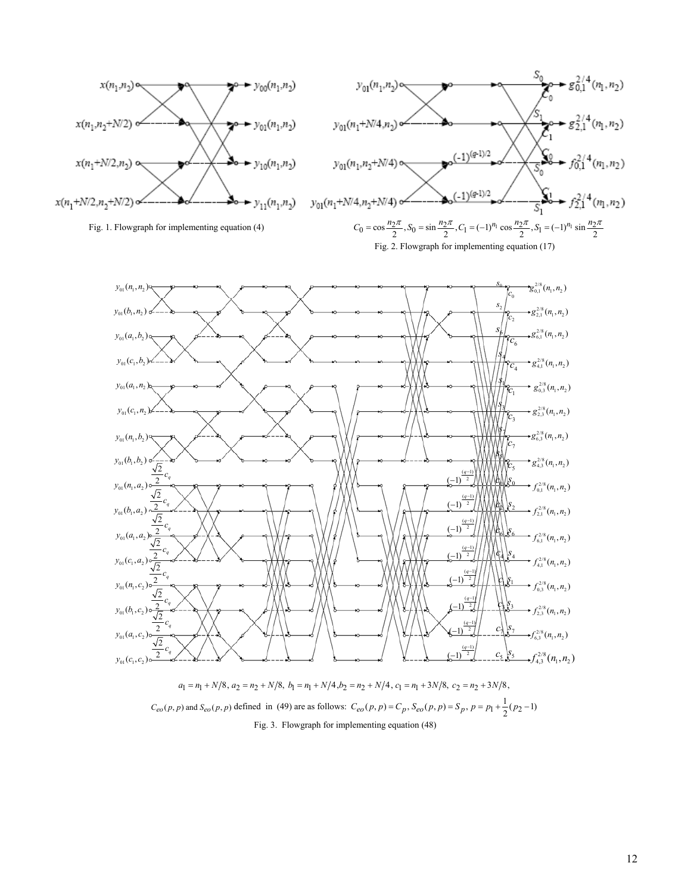Fig. 1. Flowgraph for implementing equation (4)

$C_0 = \cos\frac{n_2\pi}{2}, S_0 = \sin\frac{n_2\pi}{2}, C_1 = (-1)^{n_1}\cos\frac{n_2\pi}{2}, S_1 = (-1)^{n_1}\sin\frac{n_2\pi}{2}$

Fig. 2. Flowgraph for implementing equation (17)

$a_1 = n_1 + N/8,\ a_2 = n_2 + N/8,\ b_1 = n_1 + N/4, b_2 = n_2 + N/4,\ c_1 = n_1 + 3N/8,\ c_2 = n_2 + 3N/8,$

$C_{eo}(p,p)$ and $S_{eo}(p,p)$ defined in (49) are as follows: $C_{eo}(p,p) = C_p,\ S_{eo}(p,p) = S_p,\ p = p_1 + \frac{1}{2}(p_2 - 1)$

Fig. 3. Flowgraph for implementing equation (48)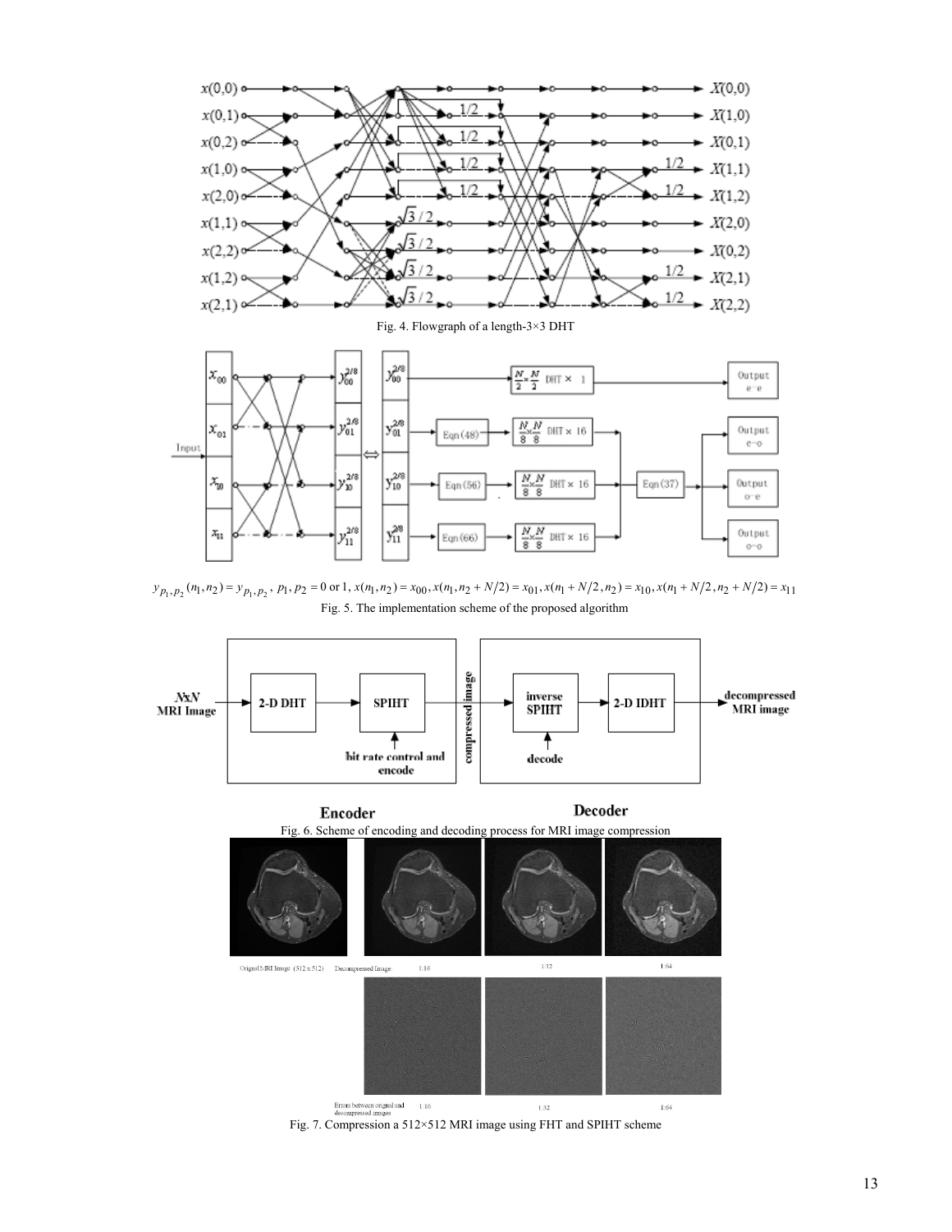Fig. 4. Flowgraph of a length-3×3 DHT

$y_{p_1,p_2}(n_1,n_2) = y_{p_1,p_2}$, $p_1, p_2 = 0$ or 1, $x(n_1,n_2) = x_{00}, x(n_1,n_2+N/2) = x_{01}, x(n_1+N/2,n_2) = x_{10}, x(n_1+N/2,n_2+N/2) = x_{11}$

Fig. 5. The implementation scheme of the proposed algorithm

Fig. 6. Scheme of encoding and decoding process for MRI image compression

Fig. 7. Compression a 512×512 MRI image using FHT and SPIHT scheme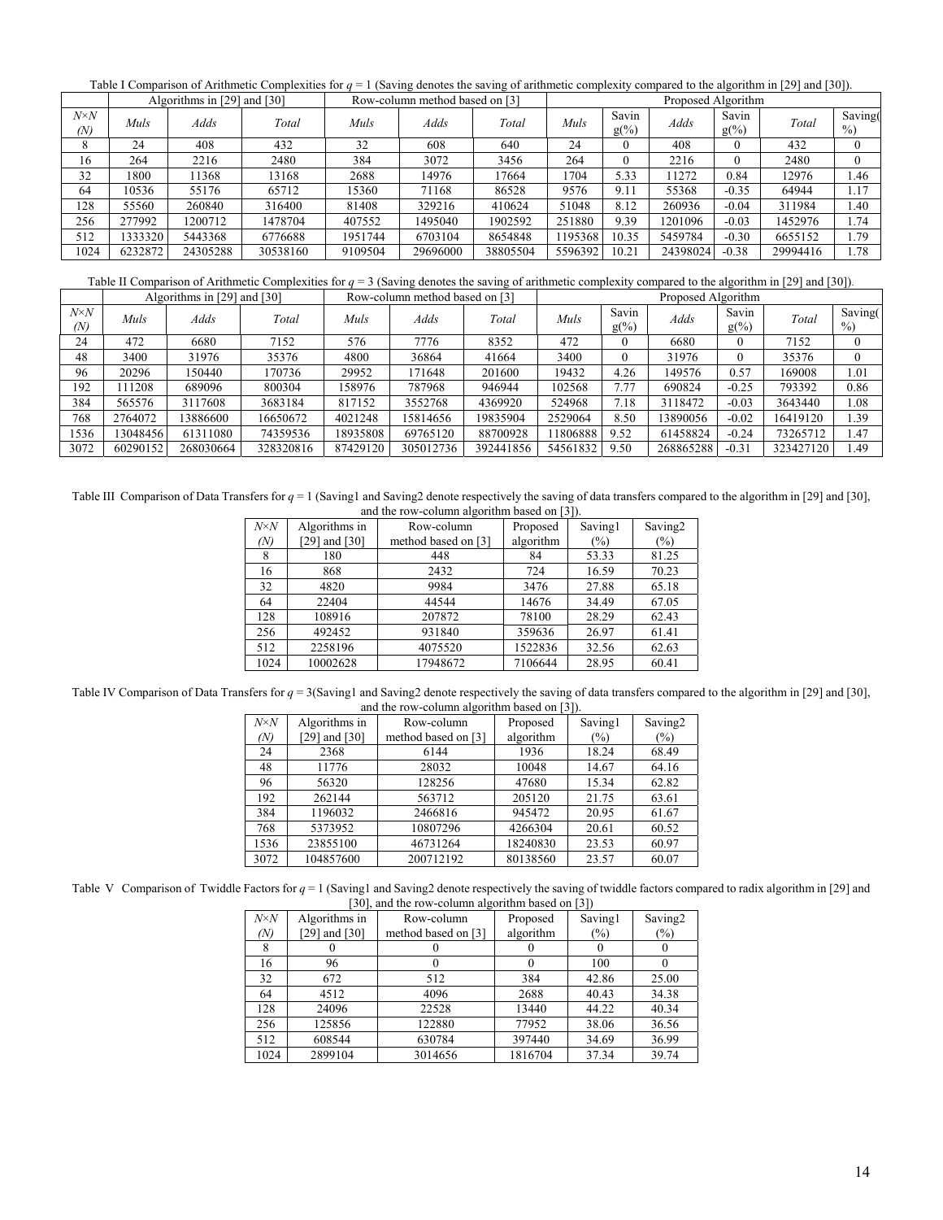Table I Comparison of Arithmetic Complexities for $q$ = 1 (Saving denotes the saving of arithmetic complexity compared to the algorithm in [29] and [30]).

| $N\times N$ $(N)$ | Algorithms in [29] and [30] | | | Row-column method based on [3] | | | Proposed Algorithm | | | | | |
|---|---|---|---|---|---|---|---|---|---|---|---|---|
| | *Muls* | *Adds* | *Total* | *Muls* | *Adds* | *Total* | *Muls* | Saving(%) | *Adds* | Saving(%) | *Total* | Saving(%) |
| 8 | 24 | 408 | 432 | 32 | 608 | 640 | 24 | 0 | 408 | 0 | 432 | 0 |
| 16 | 264 | 2216 | 2480 | 384 | 3072 | 3456 | 264 | 0 | 2216 | 0 | 2480 | 0 |
| 32 | 1800 | 11368 | 13168 | 2688 | 14976 | 17664 | 1704 | 5.33 | 11272 | 0.84 | 12976 | 1.46 |
| 64 | 10536 | 55176 | 65712 | 15360 | 71168 | 86528 | 9576 | 9.11 | 55368 | -0.35 | 64944 | 1.17 |
| 128 | 55560 | 260840 | 316400 | 81408 | 329216 | 410624 | 51048 | 8.12 | 260936 | -0.04 | 311984 | 1.40 |
| 256 | 277992 | 1200712 | 1478704 | 407552 | 1495040 | 1902592 | 251880 | 9.39 | 1201096 | -0.03 | 1452976 | 1.74 |
| 512 | 1333320 | 5443368 | 6776688 | 1951744 | 6703104 | 8654848 | 1195368 | 10.35 | 5459784 | -0.30 | 6655152 | 1.79 |
| 1024 | 6232872 | 24305288 | 30538160 | 9109504 | 29696000 | 38805504 | 5596392 | 10.21 | 24398024 | -0.38 | 29994416 | 1.78 |

Table II Comparison of Arithmetic Complexities for $q$ = 3 (Saving denotes the saving of arithmetic complexity compared to the algorithm in [29] and [30]).

| $N\times N$ $(N)$ | Algorithms in [29] and [30] | | | Row-column method based on [3] | | | Proposed Algorithm | | | | | |
|---|---|---|---|---|---|---|---|---|---|---|---|---|
| | *Muls* | *Adds* | *Total* | *Muls* | *Adds* | *Total* | *Muls* | Saving(%) | *Adds* | Saving(%) | *Total* | Saving(%) |
| 24 | 472 | 6680 | 7152 | 576 | 7776 | 8352 | 472 | 0 | 6680 | 0 | 7152 | 0 |
| 48 | 3400 | 31976 | 35376 | 4800 | 36864 | 41664 | 3400 | 0 | 31976 | 0 | 35376 | 0 |
| 96 | 20296 | 150440 | 170736 | 29952 | 171648 | 201600 | 19432 | 4.26 | 149576 | 0.57 | 169008 | 1.01 |
| 192 | 111208 | 689096 | 800304 | 158976 | 787968 | 946944 | 102568 | 7.77 | 690824 | -0.25 | 793392 | 0.86 |
| 384 | 565576 | 3117608 | 3683184 | 817152 | 3552768 | 4369920 | 524968 | 7.18 | 3118472 | -0.03 | 3643440 | 1.08 |
| 768 | 2764072 | 13886600 | 16650672 | 4021248 | 15814656 | 19835904 | 2529064 | 8.50 | 13890056 | -0.02 | 16419120 | 1.39 |
| 1536 | 13048456 | 61311080 | 74359536 | 18935808 | 69765120 | 88700928 | 11806888 | 9.52 | 61458824 | -0.24 | 73265712 | 1.47 |
| 3072 | 60290152 | 268030664 | 328320816 | 87429120 | 305012736 | 392441856 | 54561832 | 9.50 | 268865288 | -0.31 | 323427120 | 1.49 |

Table III Comparison of Data Transfers for $q$ = 1 (Saving1 and Saving2 denote respectively the saving of data transfers compared to the algorithm in [29] and [30], and the row-column algorithm based on [3]).

| $N\times N$ $(N)$ | Algorithms in [29] and [30] | Row-column method based on [3] | Proposed algorithm | Saving1 (%) | Saving2 (%) |
|---|---|---|---|---|---|
| 8 | 180 | 448 | 84 | 53.33 | 81.25 |
| 16 | 868 | 2432 | 724 | 16.59 | 70.23 |
| 32 | 4820 | 9984 | 3476 | 27.88 | 65.18 |
| 64 | 22404 | 44544 | 14676 | 34.49 | 67.05 |
| 128 | 108916 | 207872 | 78100 | 28.29 | 62.43 |
| 256 | 492452 | 931840 | 359636 | 26.97 | 61.41 |
| 512 | 2258196 | 4075520 | 1522836 | 32.56 | 62.63 |
| 1024 | 10002628 | 17948672 | 7106644 | 28.95 | 60.41 |

Table IV Comparison of Data Transfers for $q$ = 3(Saving1 and Saving2 denote respectively the saving of data transfers compared to the algorithm in [29] and [30], and the row-column algorithm based on [3]).

| $N\times N$ $(N)$ | Algorithms in [29] and [30] | Row-column method based on [3] | Proposed algorithm | Saving1 (%) | Saving2 (%) |
|---|---|---|---|---|---|
| 24 | 2368 | 6144 | 1936 | 18.24 | 68.49 |
| 48 | 11776 | 28032 | 10048 | 14.67 | 64.16 |
| 96 | 56320 | 128256 | 47680 | 15.34 | 62.82 |
| 192 | 262144 | 563712 | 205120 | 21.75 | 63.61 |
| 384 | 1196032 | 2466816 | 945472 | 20.95 | 61.67 |
| 768 | 5373952 | 10807296 | 4266304 | 20.61 | 60.52 |
| 1536 | 23855100 | 46731264 | 18240830 | 23.53 | 60.97 |
| 3072 | 104857600 | 200712192 | 80138560 | 23.57 | 60.07 |

Table V Comparison of Twiddle Factors for $q$ = 1 (Saving1 and Saving2 denote respectively the saving of twiddle factors compared to radix algorithm in [29] and [30], and the row-column algorithm based on [3])

| $N\times N$ $(N)$ | Algorithms in [29] and [30] | Row-column method based on [3] | Proposed algorithm | Saving1 (%) | Saving2 (%) |
|---|---|---|---|---|---|
| 8 | 0 | 0 | 0 | 0 | 0 |
| 16 | 96 | 0 | 0 | 100 | 0 |
| 32 | 672 | 512 | 384 | 42.86 | 25.00 |
| 64 | 4512 | 4096 | 2688 | 40.43 | 34.38 |
| 128 | 24096 | 22528 | 13440 | 44.22 | 40.34 |
| 256 | 125856 | 122880 | 77952 | 38.06 | 36.56 |
| 512 | 608544 | 630784 | 397440 | 34.69 | 36.99 |
| 1024 | 2899104 | 3014656 | 1816704 | 37.34 | 39.74 |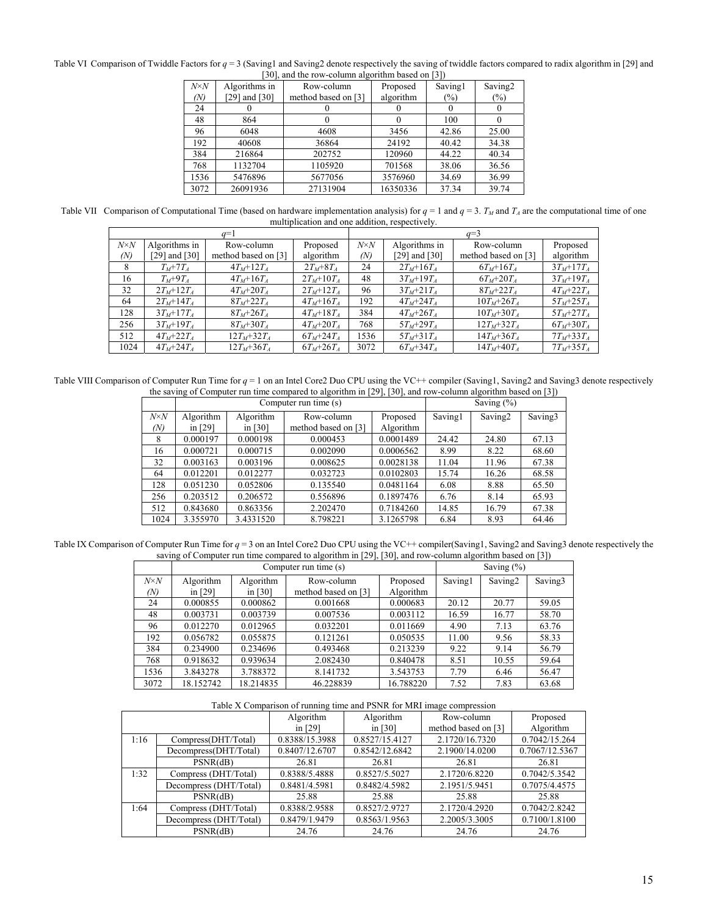Table VI Comparison of Twiddle Factors for $q = 3$ (Saving1 and Saving2 denote respectively the saving of twiddle factors compared to radix algorithm in [29] and [30], and the row-column algorithm based on [3])

| $N \times N$ $(N)$ | Algorithms in [29] and [30] | Row-column method based on [3] | Proposed algorithm | Saving1 (%) | Saving2 (%) |
|---|---|---|---|---|---|
| 24 | 0 | 0 | 0 | 0 | 0 |
| 48 | 864 | 0 | 0 | 100 | 0 |
| 96 | 6048 | 4608 | 3456 | 42.86 | 25.00 |
| 192 | 40608 | 36864 | 24192 | 40.42 | 34.38 |
| 384 | 216864 | 202752 | 120960 | 44.22 | 40.34 |
| 768 | 1132704 | 1105920 | 701568 | 38.06 | 36.56 |
| 1536 | 5476896 | 5677056 | 3576960 | 34.69 | 36.99 |
| 3072 | 26091936 | 27131904 | 16350336 | 37.34 | 39.74 |

Table VII Comparison of Computational Time (based on hardware implementation analysis) for $q = 1$ and $q = 3$. $T_M$ and $T_A$ are the computational time of one multiplication and one addition, respectively.

| $q$=1 | | | | $q$=3 | | | |
|---|---|---|---|---|---|---|---|
| $N \times N$ $(N)$ | Algorithms in [29] and [30] | Row-column method based on [3] | Proposed algorithm | $N \times N$ $(N)$ | Algorithms in [29] and [30] | Row-column method based on [3] | Proposed algorithm |
| 8 | $T_M$+$7T_A$ | $4T_M$+$12T_A$ | $2T_M$+$8T_A$ | 24 | $2T_M$+$16T_A$ | $6T_M$+$16T_A$ | $3T_M$+$17T_A$ |
| 16 | $T_M$+$9T_A$ | $4T_M$+$16T_A$ | $2T_M$+$10T_A$ | 48 | $3T_M$+$19T_A$ | $6T_M$+$20T_A$ | $3T_M$+$19T_A$ |
| 32 | $2T_M$+$12T_A$ | $4T_M$+$20T_A$ | $2T_M$+$12T_A$ | 96 | $3T_M$+$21T_A$ | $8T_M$+$22T_A$ | $4T_M$+$22T_A$ |
| 64 | $2T_M$+$14T_A$ | $8T_M$+$22T_A$ | $4T_M$+$16T_A$ | 192 | $4T_M$+$24T_A$ | $10T_M$+$26T_A$ | $5T_M$+$25T_A$ |
| 128 | $3T_M$+$17T_A$ | $8T_M$+$26T_A$ | $4T_M$+$18T_A$ | 384 | $4T_M$+$26T_A$ | $10T_M$+$30T_A$ | $5T_M$+$27T_A$ |
| 256 | $3T_M$+$19T_A$ | $8T_M$+$30T_A$ | $4T_M$+$20T_A$ | 768 | $5T_M$+$29T_A$ | $12T_M$+$32T_A$ | $6T_M$+$30T_A$ |
| 512 | $4T_M$+$22T_A$ | $12T_M$+$32T_A$ | $6T_M$+$24T_A$ | 1536 | $5T_M$+$31T_A$ | $14T_M$+$36T_A$ | $7T_M$+$33T_A$ |
| 1024 | $4T_M$+$24T_A$ | $12T_M$+$36T_A$ | $6T_M$+$26T_A$ | 3072 | $6T_M$+$34T_A$ | $14T_M$+$40T_A$ | $7T_M$+$35T_A$ |

Table VIII Comparison of Computer Run Time for $q = 1$ on an Intel Core2 Duo CPU using the VC++ compiler (Saving1, Saving2 and Saving3 denote respectively the saving of Computer run time compared to algorithm in [29], [30], and row-column algorithm based on [3])

| | Computer run time (s) | | | | Saving (%) | | |
|---|---|---|---|---|---|---|---|
| $N \times N$ $(N)$ | Algorithm in [29] | Algorithm in [30] | Row-column method based on [3] | Proposed Algorithm | Saving1 | Saving2 | Saving3 |
| 8 | 0.000197 | 0.000198 | 0.000453 | 0.0001489 | 24.42 | 24.80 | 67.13 |
| 16 | 0.000721 | 0.000715 | 0.002090 | 0.0006562 | 8.99 | 8.22 | 68.60 |
| 32 | 0.003163 | 0.003196 | 0.008625 | 0.0028138 | 11.04 | 11.96 | 67.38 |
| 64 | 0.012201 | 0.012277 | 0.032723 | 0.0102803 | 15.74 | 16.26 | 68.58 |
| 128 | 0.051230 | 0.052806 | 0.135540 | 0.0481164 | 6.08 | 8.88 | 65.50 |
| 256 | 0.203512 | 0.206572 | 0.556896 | 0.1897476 | 6.76 | 8.14 | 65.93 |
| 512 | 0.843680 | 0.863356 | 2.202470 | 0.7184260 | 14.85 | 16.79 | 67.38 |
| 1024 | 3.355970 | 3.4331520 | 8.798221 | 3.1265798 | 6.84 | 8.93 | 64.46 |

Table IX Comparison of Computer Run Time for $q = 3$ on an Intel Core2 Duo CPU using the VC++ compiler(Saving1, Saving2 and Saving3 denote respectively the saving of Computer run time compared to algorithm in [29], [30], and row-column algorithm based on [3])

| | Computer run time (s) | | | | Saving (%) | | |
|---|---|---|---|---|---|---|---|
| $N \times N$ $(N)$ | Algorithm in [29] | Algorithm in [30] | Row-column method based on [3] | Proposed Algorithm | Saving1 | Saving2 | Saving3 |
| 24 | 0.000855 | 0.000862 | 0.001668 | 0.000683 | 20.12 | 20.77 | 59.05 |
| 48 | 0.003731 | 0.003739 | 0.007536 | 0.003112 | 16.59 | 16.77 | 58.70 |
| 96 | 0.012270 | 0.012965 | 0.032201 | 0.011669 | 4.90 | 7.13 | 63.76 |
| 192 | 0.056782 | 0.055875 | 0.121261 | 0.050535 | 11.00 | 9.56 | 58.33 |
| 384 | 0.234900 | 0.234696 | 0.493468 | 0.213239 | 9.22 | 9.14 | 56.79 |
| 768 | 0.918632 | 0.939634 | 2.082430 | 0.840478 | 8.51 | 10.55 | 59.64 |
| 1536 | 3.843278 | 3.788372 | 8.141732 | 3.543753 | 7.79 | 6.46 | 56.47 |
| 3072 | 18.152742 | 18.214835 | 46.228839 | 16.788220 | 7.52 | 7.83 | 63.68 |

Table X Comparison of running time and PSNR for MRI image compression

| | | Algorithm in [29] | Algorithm in [30] | Row-column method based on [3] | Proposed Algorithm |
|---|---|---|---|---|---|
| 1:16 | Compress(DHT/Total) | 0.8388/15.3988 | 0.8527/15.4127 | 2.1720/16.7320 | 0.7042/15.264 |
| | Decompress(DHT/Total) | 0.8407/12.6707 | 0.8542/12.6842 | 2.1900/14.0200 | 0.7067/12.5367 |
| | PSNR(dB) | 26.81 | 26.81 | 26.81 | 26.81 |
| 1:32 | Compress (DHT/Total) | 0.8388/5.4888 | 0.8527/5.5027 | 2.1720/6.8220 | 0.7042/5.3542 |
| | Decompress (DHT/Total) | 0.8481/4.5981 | 0.8482/4.5982 | 2.1951/5.9451 | 0.7075/4.4575 |
| | PSNR(dB) | 25.88 | 25.88 | 25.88 | 25.88 |
| 1:64 | Compress (DHT/Total) | 0.8388/2.9588 | 0.8527/2.9727 | 2.1720/4.2920 | 0.7042/2.8242 |
| | Decompress (DHT/Total) | 0.8479/1.9479 | 0.8563/1.9563 | 2.2005/3.3005 | 0.7100/1.8100 |
| | PSNR(dB) | 24.76 | 24.76 | 24.76 | 24.76 |